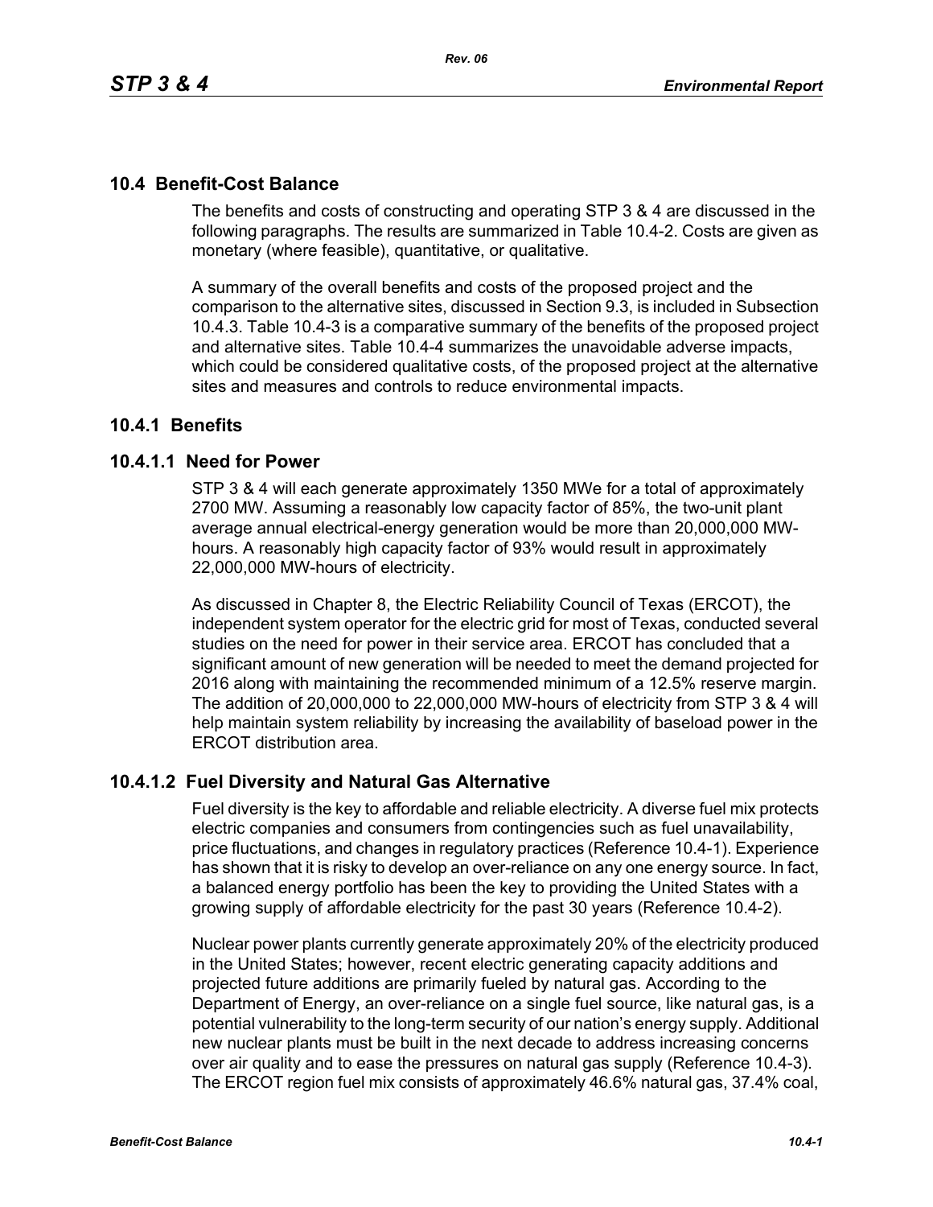## 10.4 Benefit-Cost Balance

The benefits and costs of constructing and operating STP 3 & 4 are discussed in the following paragraphs. The results are summarized in Table 10.4-2. Costs are given as monetary (where feasible), quantitative, or qualitative.

A summary of the overall benefits and costs of the proposed project and the comparison to the alternative sites, discussed in Section 9.3, is included in Subsection 10.4.3. Table 10.4-3 is a comparative summary of the benefits of the proposed project and alternative sites. Table 10.4-4 summarizes the unavoidable adverse impacts, which could be considered qualitative costs, of the proposed project at the alternative sites and measures and controls to reduce environmental impacts.

### 10.4.1 Benefits

#### 10.4.1.1 Need for Power

STP 3 & 4 will each generate approximately 1350 MWe for a total of approximately 2700 MW. Assuming a reasonably low capacity factor of 85%, the two-unit plant average annual electrical-energy generation would be more than 20,000,000 MW-hours. A reasonably high capacity factor of 93% would result in approximately 22,000,000 MW-hours of electricity.

As discussed in Chapter 8, the Electric Reliability Council of Texas (ERCOT), the independent system operator for the electric grid for most of Texas, conducted several studies on the need for power in their service area. ERCOT has concluded that a significant amount of new generation will be needed to meet the demand projected for 2016 along with maintaining the recommended minimum of a 12.5% reserve margin. The addition of 20,000,000 to 22,000,000 MW-hours of electricity from STP 3 & 4 will help maintain system reliability by increasing the availability of baseload power in the ERCOT distribution area.

#### 10.4.1.2 Fuel Diversity and Natural Gas Alternative

Fuel diversity is the key to affordable and reliable electricity. A diverse fuel mix protects electric companies and consumers from contingencies such as fuel unavailability, price fluctuations, and changes in regulatory practices (Reference 10.4-1). Experience has shown that it is risky to develop an over-reliance on any one energy source. In fact, a balanced energy portfolio has been the key to providing the United States with a growing supply of affordable electricity for the past 30 years (Reference 10.4-2).

Nuclear power plants currently generate approximately 20% of the electricity produced in the United States; however, recent electric generating capacity additions and projected future additions are primarily fueled by natural gas. According to the Department of Energy, an over-reliance on a single fuel source, like natural gas, is a potential vulnerability to the long-term security of our nation's energy supply. Additional new nuclear plants must be built in the next decade to address increasing concerns over air quality and to ease the pressures on natural gas supply (Reference 10.4-3). The ERCOT region fuel mix consists of approximately 46.6% natural gas, 37.4% coal,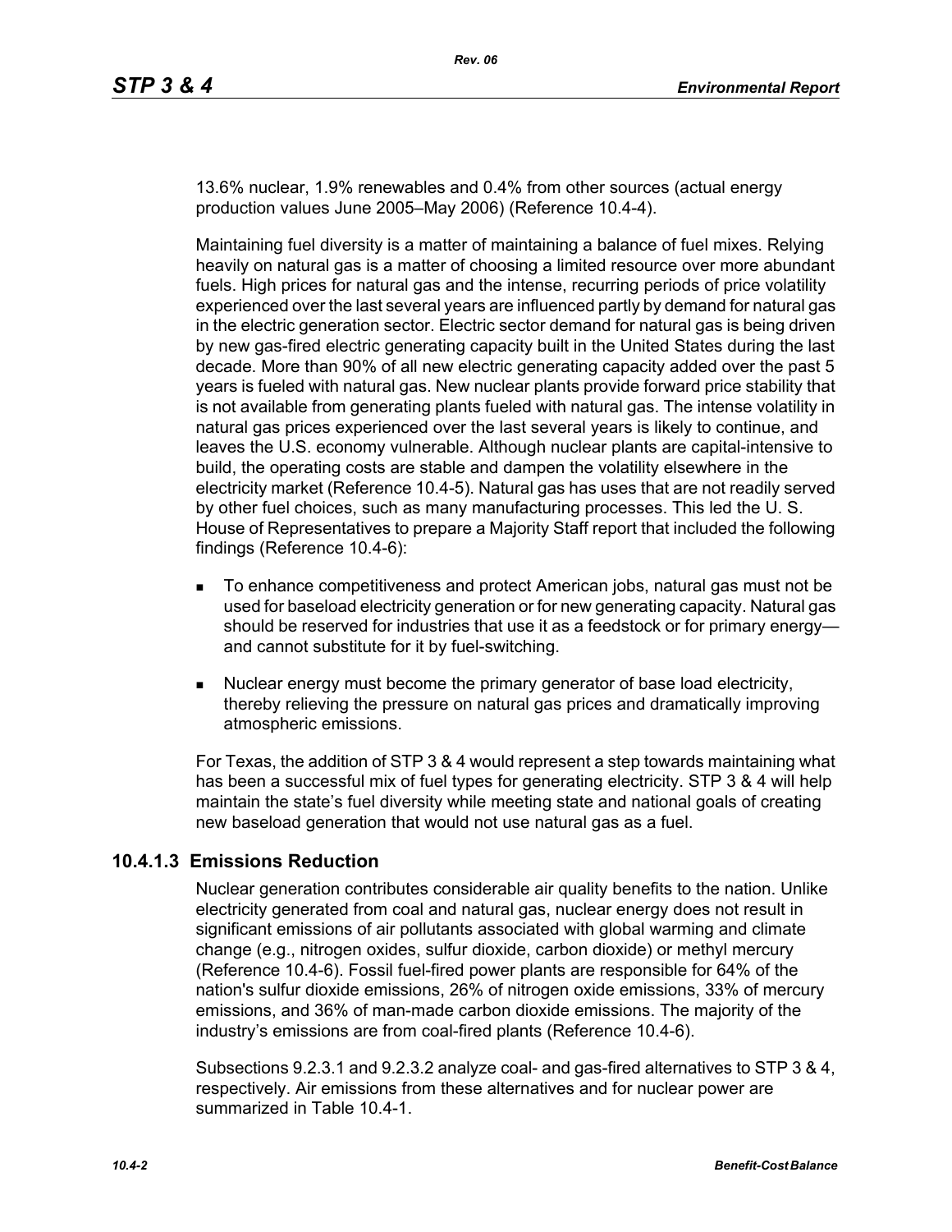13.6% nuclear, 1.9% renewables and 0.4% from other sources (actual energy production values June 2005–May 2006) (Reference 10.4-4).

Maintaining fuel diversity is a matter of maintaining a balance of fuel mixes. Relying heavily on natural gas is a matter of choosing a limited resource over more abundant fuels. High prices for natural gas and the intense, recurring periods of price volatility experienced over the last several years are influenced partly by demand for natural gas in the electric generation sector. Electric sector demand for natural gas is being driven by new gas-fired electric generating capacity built in the United States during the last decade. More than 90% of all new electric generating capacity added over the past 5 years is fueled with natural gas. New nuclear plants provide forward price stability that is not available from generating plants fueled with natural gas. The intense volatility in natural gas prices experienced over the last several years is likely to continue, and leaves the U.S. economy vulnerable. Although nuclear plants are capital-intensive to build, the operating costs are stable and dampen the volatility elsewhere in the electricity market (Reference 10.4-5). Natural gas has uses that are not readily served by other fuel choices, such as many manufacturing processes. This led the U. S. House of Representatives to prepare a Majority Staff report that included the following findings (Reference 10.4-6):

- To enhance competitiveness and protect American jobs, natural gas must not be used for baseload electricity generation or for new generating capacity. Natural gas should be reserved for industries that use it as a feedstock or for primary energy—and cannot substitute for it by fuel-switching.
- Nuclear energy must become the primary generator of base load electricity, thereby relieving the pressure on natural gas prices and dramatically improving atmospheric emissions.

For Texas, the addition of STP 3 & 4 would represent a step towards maintaining what has been a successful mix of fuel types for generating electricity. STP 3 & 4 will help maintain the state's fuel diversity while meeting state and national goals of creating new baseload generation that would not use natural gas as a fuel.

### 10.4.1.3 Emissions Reduction

Nuclear generation contributes considerable air quality benefits to the nation. Unlike electricity generated from coal and natural gas, nuclear energy does not result in significant emissions of air pollutants associated with global warming and climate change (e.g., nitrogen oxides, sulfur dioxide, carbon dioxide) or methyl mercury (Reference 10.4-6). Fossil fuel-fired power plants are responsible for 64% of the nation's sulfur dioxide emissions, 26% of nitrogen oxide emissions, 33% of mercury emissions, and 36% of man-made carbon dioxide emissions. The majority of the industry's emissions are from coal-fired plants (Reference 10.4-6).

Subsections 9.2.3.1 and 9.2.3.2 analyze coal- and gas-fired alternatives to STP 3 & 4, respectively. Air emissions from these alternatives and for nuclear power are summarized in Table 10.4-1.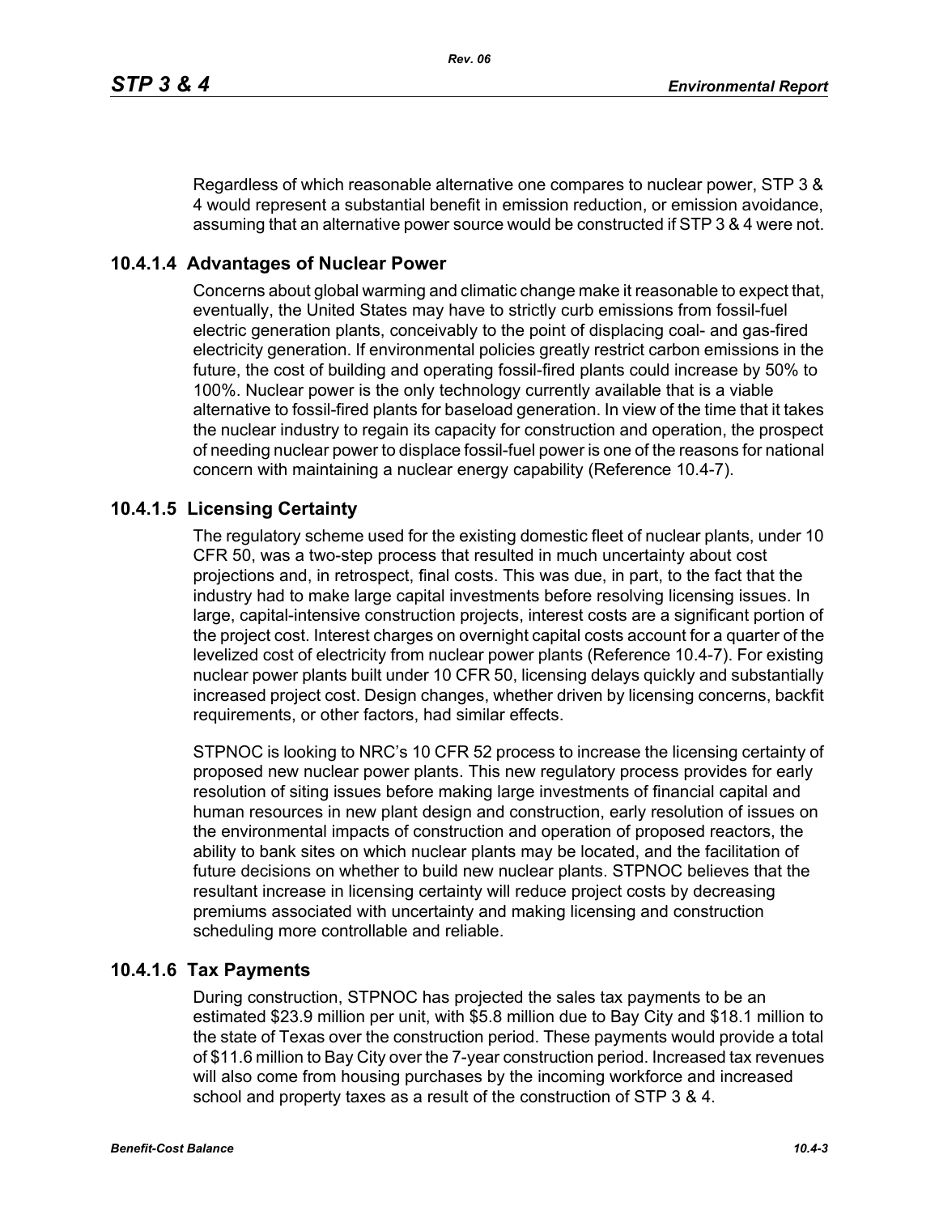Regardless of which reasonable alternative one compares to nuclear power, STP 3 & 4 would represent a substantial benefit in emission reduction, or emission avoidance, assuming that an alternative power source would be constructed if STP 3 & 4 were not.

### 10.4.1.4 Advantages of Nuclear Power

Concerns about global warming and climatic change make it reasonable to expect that, eventually, the United States may have to strictly curb emissions from fossil-fuel electric generation plants, conceivably to the point of displacing coal- and gas-fired electricity generation. If environmental policies greatly restrict carbon emissions in the future, the cost of building and operating fossil-fired plants could increase by 50% to 100%. Nuclear power is the only technology currently available that is a viable alternative to fossil-fired plants for baseload generation. In view of the time that it takes the nuclear industry to regain its capacity for construction and operation, the prospect of needing nuclear power to displace fossil-fuel power is one of the reasons for national concern with maintaining a nuclear energy capability (Reference 10.4-7).

### 10.4.1.5 Licensing Certainty

The regulatory scheme used for the existing domestic fleet of nuclear plants, under 10 CFR 50, was a two-step process that resulted in much uncertainty about cost projections and, in retrospect, final costs. This was due, in part, to the fact that the industry had to make large capital investments before resolving licensing issues. In large, capital-intensive construction projects, interest costs are a significant portion of the project cost. Interest charges on overnight capital costs account for a quarter of the levelized cost of electricity from nuclear power plants (Reference 10.4-7). For existing nuclear power plants built under 10 CFR 50, licensing delays quickly and substantially increased project cost. Design changes, whether driven by licensing concerns, backfit requirements, or other factors, had similar effects.

STPNOC is looking to NRC's 10 CFR 52 process to increase the licensing certainty of proposed new nuclear power plants. This new regulatory process provides for early resolution of siting issues before making large investments of financial capital and human resources in new plant design and construction, early resolution of issues on the environmental impacts of construction and operation of proposed reactors, the ability to bank sites on which nuclear plants may be located, and the facilitation of future decisions on whether to build new nuclear plants. STPNOC believes that the resultant increase in licensing certainty will reduce project costs by decreasing premiums associated with uncertainty and making licensing and construction scheduling more controllable and reliable.

### 10.4.1.6 Tax Payments

During construction, STPNOC has projected the sales tax payments to be an estimated $23.9 million per unit, with $5.8 million due to Bay City and $18.1 million to the state of Texas over the construction period. These payments would provide a total of $11.6 million to Bay City over the 7-year construction period. Increased tax revenues will also come from housing purchases by the incoming workforce and increased school and property taxes as a result of the construction of STP 3 & 4.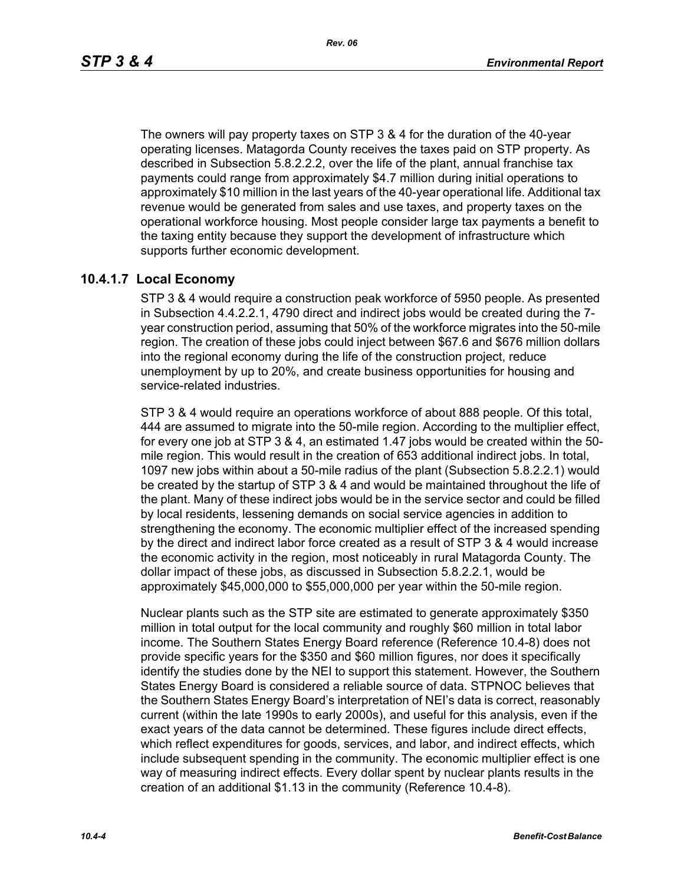The owners will pay property taxes on STP 3 & 4 for the duration of the 40-year operating licenses. Matagorda County receives the taxes paid on STP property. As described in Subsection 5.8.2.2.2, over the life of the plant, annual franchise tax payments could range from approximately $4.7 million during initial operations to approximately $10 million in the last years of the 40-year operational life. Additional tax revenue would be generated from sales and use taxes, and property taxes on the operational workforce housing. Most people consider large tax payments a benefit to the taxing entity because they support the development of infrastructure which supports further economic development.

### 10.4.1.7 Local Economy

STP 3 & 4 would require a construction peak workforce of 5950 people. As presented in Subsection 4.4.2.2.1, 4790 direct and indirect jobs would be created during the 7-year construction period, assuming that 50% of the workforce migrates into the 50-mile region. The creation of these jobs could inject between $67.6 and $676 million dollars into the regional economy during the life of the construction project, reduce unemployment by up to 20%, and create business opportunities for housing and service-related industries.

STP 3 & 4 would require an operations workforce of about 888 people. Of this total, 444 are assumed to migrate into the 50-mile region. According to the multiplier effect, for every one job at STP 3 & 4, an estimated 1.47 jobs would be created within the 50-mile region. This would result in the creation of 653 additional indirect jobs. In total, 1097 new jobs within about a 50-mile radius of the plant (Subsection 5.8.2.2.1) would be created by the startup of STP 3 & 4 and would be maintained throughout the life of the plant. Many of these indirect jobs would be in the service sector and could be filled by local residents, lessening demands on social service agencies in addition to strengthening the economy. The economic multiplier effect of the increased spending by the direct and indirect labor force created as a result of STP 3 & 4 would increase the economic activity in the region, most noticeably in rural Matagorda County. The dollar impact of these jobs, as discussed in Subsection 5.8.2.2.1, would be approximately $45,000,000 to $55,000,000 per year within the 50-mile region.

Nuclear plants such as the STP site are estimated to generate approximately $350 million in total output for the local community and roughly $60 million in total labor income. The Southern States Energy Board reference (Reference 10.4-8) does not provide specific years for the $350 and $60 million figures, nor does it specifically identify the studies done by the NEI to support this statement. However, the Southern States Energy Board is considered a reliable source of data. STPNOC believes that the Southern States Energy Board's interpretation of NEI's data is correct, reasonably current (within the late 1990s to early 2000s), and useful for this analysis, even if the exact years of the data cannot be determined. These figures include direct effects, which reflect expenditures for goods, services, and labor, and indirect effects, which include subsequent spending in the community. The economic multiplier effect is one way of measuring indirect effects. Every dollar spent by nuclear plants results in the creation of an additional $1.13 in the community (Reference 10.4-8).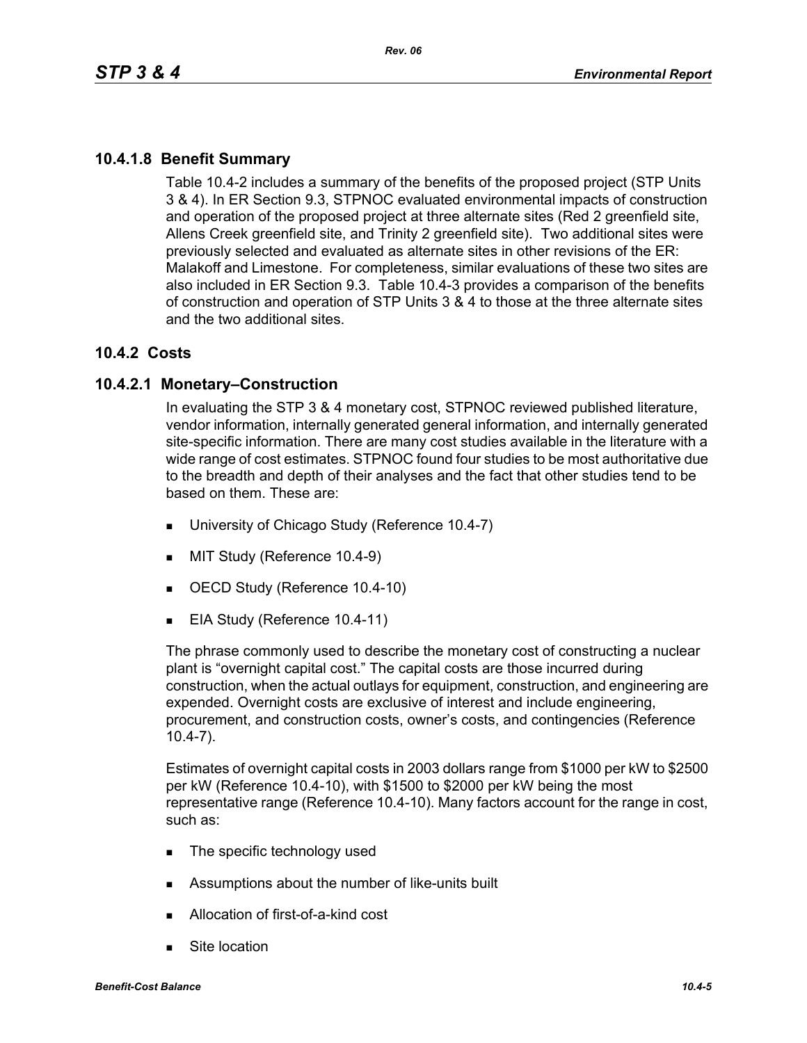### 10.4.1.8 Benefit Summary

Table 10.4-2 includes a summary of the benefits of the proposed project (STP Units 3 & 4). In ER Section 9.3, STPNOC evaluated environmental impacts of construction and operation of the proposed project at three alternate sites (Red 2 greenfield site, Allens Creek greenfield site, and Trinity 2 greenfield site). Two additional sites were previously selected and evaluated as alternate sites in other revisions of the ER: Malakoff and Limestone. For completeness, similar evaluations of these two sites are also included in ER Section 9.3. Table 10.4-3 provides a comparison of the benefits of construction and operation of STP Units 3 & 4 to those at the three alternate sites and the two additional sites.

## 10.4.2 Costs

### 10.4.2.1 Monetary–Construction

In evaluating the STP 3 & 4 monetary cost, STPNOC reviewed published literature, vendor information, internally generated general information, and internally generated site-specific information. There are many cost studies available in the literature with a wide range of cost estimates. STPNOC found four studies to be most authoritative due to the breadth and depth of their analyses and the fact that other studies tend to be based on them. These are:

- University of Chicago Study (Reference 10.4-7)
- MIT Study (Reference 10.4-9)
- OECD Study (Reference 10.4-10)
- EIA Study (Reference 10.4-11)

The phrase commonly used to describe the monetary cost of constructing a nuclear plant is "overnight capital cost." The capital costs are those incurred during construction, when the actual outlays for equipment, construction, and engineering are expended. Overnight costs are exclusive of interest and include engineering, procurement, and construction costs, owner's costs, and contingencies (Reference 10.4-7).

Estimates of overnight capital costs in 2003 dollars range from $1000 per kW to $2500 per kW (Reference 10.4-10), with $1500 to $2000 per kW being the most representative range (Reference 10.4-10). Many factors account for the range in cost, such as:

- The specific technology used
- Assumptions about the number of like-units built
- Allocation of first-of-a-kind cost
- Site location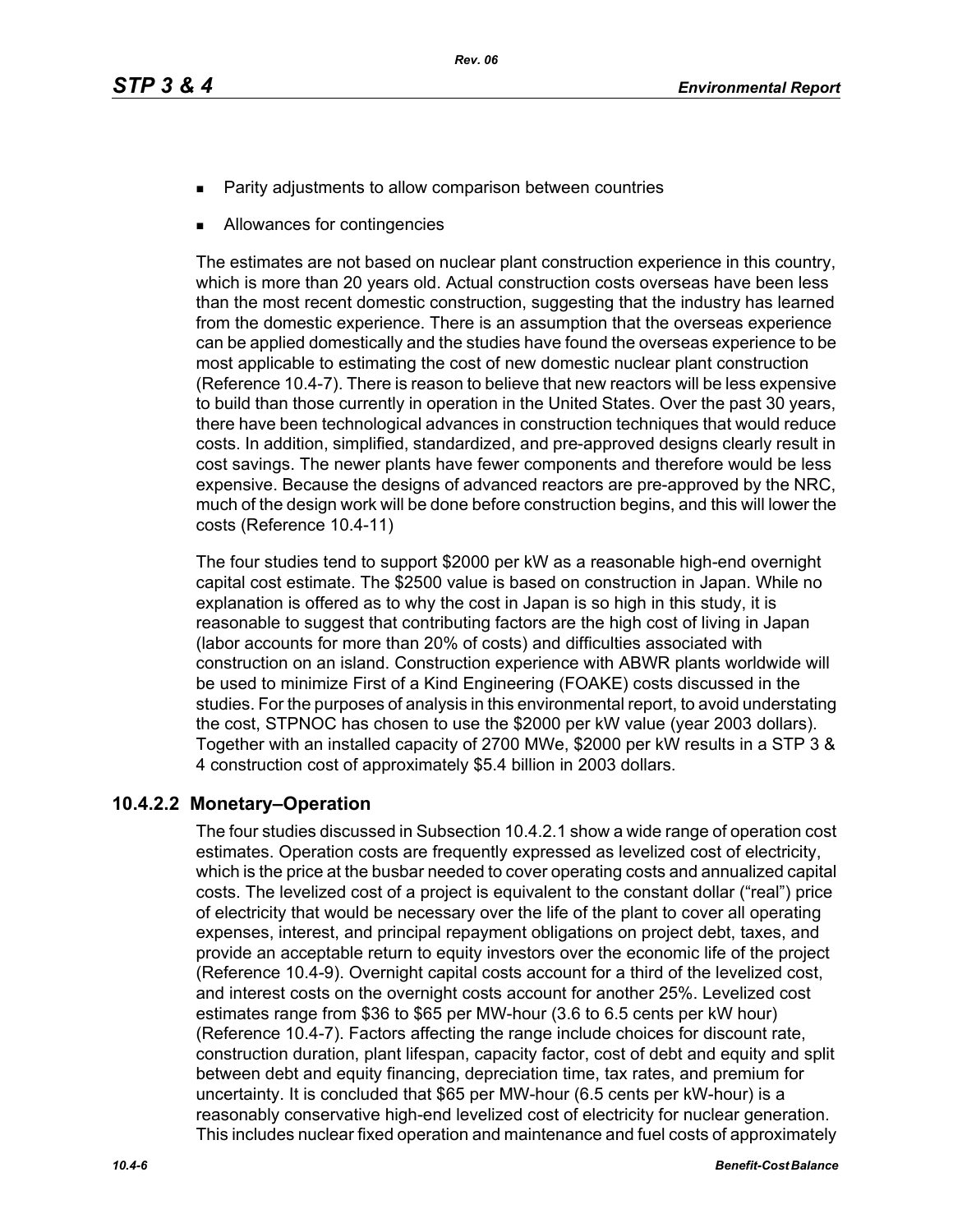- Parity adjustments to allow comparison between countries
- Allowances for contingencies

The estimates are not based on nuclear plant construction experience in this country, which is more than 20 years old. Actual construction costs overseas have been less than the most recent domestic construction, suggesting that the industry has learned from the domestic experience. There is an assumption that the overseas experience can be applied domestically and the studies have found the overseas experience to be most applicable to estimating the cost of new domestic nuclear plant construction (Reference 10.4-7). There is reason to believe that new reactors will be less expensive to build than those currently in operation in the United States. Over the past 30 years, there have been technological advances in construction techniques that would reduce costs. In addition, simplified, standardized, and pre-approved designs clearly result in cost savings. The newer plants have fewer components and therefore would be less expensive. Because the designs of advanced reactors are pre-approved by the NRC, much of the design work will be done before construction begins, and this will lower the costs (Reference 10.4-11)

The four studies tend to support $2000 per kW as a reasonable high-end overnight capital cost estimate. The $2500 value is based on construction in Japan. While no explanation is offered as to why the cost in Japan is so high in this study, it is reasonable to suggest that contributing factors are the high cost of living in Japan (labor accounts for more than 20% of costs) and difficulties associated with construction on an island. Construction experience with ABWR plants worldwide will be used to minimize First of a Kind Engineering (FOAKE) costs discussed in the studies. For the purposes of analysis in this environmental report, to avoid understating the cost, STPNOC has chosen to use the $2000 per kW value (year 2003 dollars). Together with an installed capacity of 2700 MWe, $2000 per kW results in a STP 3 & 4 construction cost of approximately $5.4 billion in 2003 dollars.

### 10.4.2.2 Monetary–Operation

The four studies discussed in Subsection 10.4.2.1 show a wide range of operation cost estimates. Operation costs are frequently expressed as levelized cost of electricity, which is the price at the busbar needed to cover operating costs and annualized capital costs. The levelized cost of a project is equivalent to the constant dollar ("real") price of electricity that would be necessary over the life of the plant to cover all operating expenses, interest, and principal repayment obligations on project debt, taxes, and provide an acceptable return to equity investors over the economic life of the project (Reference 10.4-9). Overnight capital costs account for a third of the levelized cost, and interest costs on the overnight costs account for another 25%. Levelized cost estimates range from $36 to $65 per MW-hour (3.6 to 6.5 cents per kW hour) (Reference 10.4-7). Factors affecting the range include choices for discount rate, construction duration, plant lifespan, capacity factor, cost of debt and equity and split between debt and equity financing, depreciation time, tax rates, and premium for uncertainty. It is concluded that $65 per MW-hour (6.5 cents per kW-hour) is a reasonably conservative high-end levelized cost of electricity for nuclear generation. This includes nuclear fixed operation and maintenance and fuel costs of approximately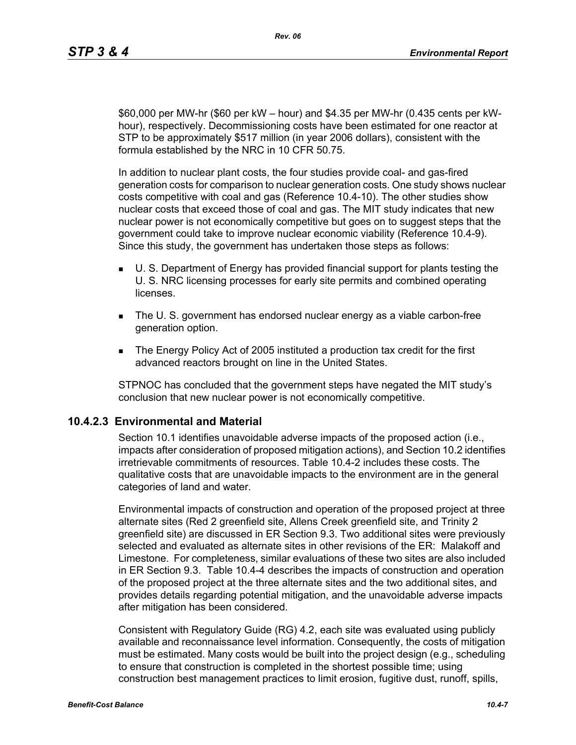$60,000 per MW-hr ($60 per kW – hour) and $4.35 per MW-hr (0.435 cents per kW-hour), respectively. Decommissioning costs have been estimated for one reactor at STP to be approximately $517 million (in year 2006 dollars), consistent with the formula established by the NRC in 10 CFR 50.75.

In addition to nuclear plant costs, the four studies provide coal- and gas-fired generation costs for comparison to nuclear generation costs. One study shows nuclear costs competitive with coal and gas (Reference 10.4-10). The other studies show nuclear costs that exceed those of coal and gas. The MIT study indicates that new nuclear power is not economically competitive but goes on to suggest steps that the government could take to improve nuclear economic viability (Reference 10.4-9). Since this study, the government has undertaken those steps as follows:

- U. S. Department of Energy has provided financial support for plants testing the U. S. NRC licensing processes for early site permits and combined operating licenses.
- The U. S. government has endorsed nuclear energy as a viable carbon-free generation option.
- The Energy Policy Act of 2005 instituted a production tax credit for the first advanced reactors brought on line in the United States.

STPNOC has concluded that the government steps have negated the MIT study's conclusion that new nuclear power is not economically competitive.

### 10.4.2.3 Environmental and Material

Section 10.1 identifies unavoidable adverse impacts of the proposed action (i.e., impacts after consideration of proposed mitigation actions), and Section 10.2 identifies irretrievable commitments of resources. Table 10.4-2 includes these costs. The qualitative costs that are unavoidable impacts to the environment are in the general categories of land and water.

Environmental impacts of construction and operation of the proposed project at three alternate sites (Red 2 greenfield site, Allens Creek greenfield site, and Trinity 2 greenfield site) are discussed in ER Section 9.3. Two additional sites were previously selected and evaluated as alternate sites in other revisions of the ER: Malakoff and Limestone. For completeness, similar evaluations of these two sites are also included in ER Section 9.3. Table 10.4-4 describes the impacts of construction and operation of the proposed project at the three alternate sites and the two additional sites, and provides details regarding potential mitigation, and the unavoidable adverse impacts after mitigation has been considered.

Consistent with Regulatory Guide (RG) 4.2, each site was evaluated using publicly available and reconnaissance level information. Consequently, the costs of mitigation must be estimated. Many costs would be built into the project design (e.g., scheduling to ensure that construction is completed in the shortest possible time; using construction best management practices to limit erosion, fugitive dust, runoff, spills,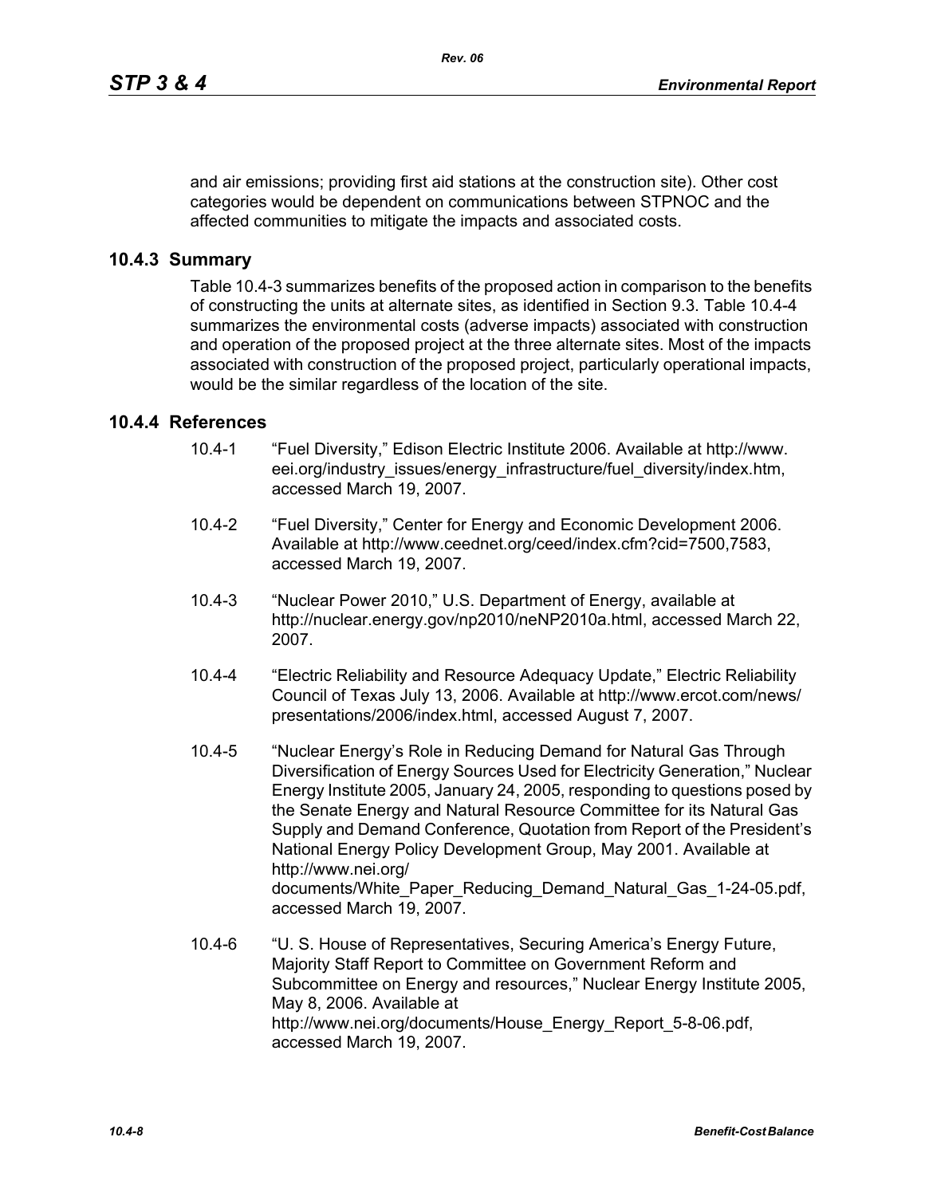and air emissions; providing first aid stations at the construction site). Other cost categories would be dependent on communications between STPNOC and the affected communities to mitigate the impacts and associated costs.

### 10.4.3 Summary

Table 10.4-3 summarizes benefits of the proposed action in comparison to the benefits of constructing the units at alternate sites, as identified in Section 9.3. Table 10.4-4 summarizes the environmental costs (adverse impacts) associated with construction and operation of the proposed project at the three alternate sites. Most of the impacts associated with construction of the proposed project, particularly operational impacts, would be the similar regardless of the location of the site.

### 10.4.4 References

10.4-1 "Fuel Diversity," Edison Electric Institute 2006. Available at http://www.eei.org/industry_issues/energy_infrastructure/fuel_diversity/index.htm, accessed March 19, 2007.

10.4-2 "Fuel Diversity," Center for Energy and Economic Development 2006. Available at http://www.ceednet.org/ceed/index.cfm?cid=7500,7583, accessed March 19, 2007.

10.4-3 "Nuclear Power 2010," U.S. Department of Energy, available at http://nuclear.energy.gov/np2010/neNP2010a.html, accessed March 22, 2007.

10.4-4 "Electric Reliability and Resource Adequacy Update," Electric Reliability Council of Texas July 13, 2006. Available at http://www.ercot.com/news/presentations/2006/index.html, accessed August 7, 2007.

10.4-5 "Nuclear Energy's Role in Reducing Demand for Natural Gas Through Diversification of Energy Sources Used for Electricity Generation," Nuclear Energy Institute 2005, January 24, 2005, responding to questions posed by the Senate Energy and Natural Resource Committee for its Natural Gas Supply and Demand Conference, Quotation from Report of the President's National Energy Policy Development Group, May 2001. Available at http://www.nei.org/documents/White_Paper_Reducing_Demand_Natural_Gas_1-24-05.pdf, accessed March 19, 2007.

10.4-6 "U. S. House of Representatives, Securing America's Energy Future, Majority Staff Report to Committee on Government Reform and Subcommittee on Energy and resources," Nuclear Energy Institute 2005, May 8, 2006. Available at http://www.nei.org/documents/House_Energy_Report_5-8-06.pdf, accessed March 19, 2007.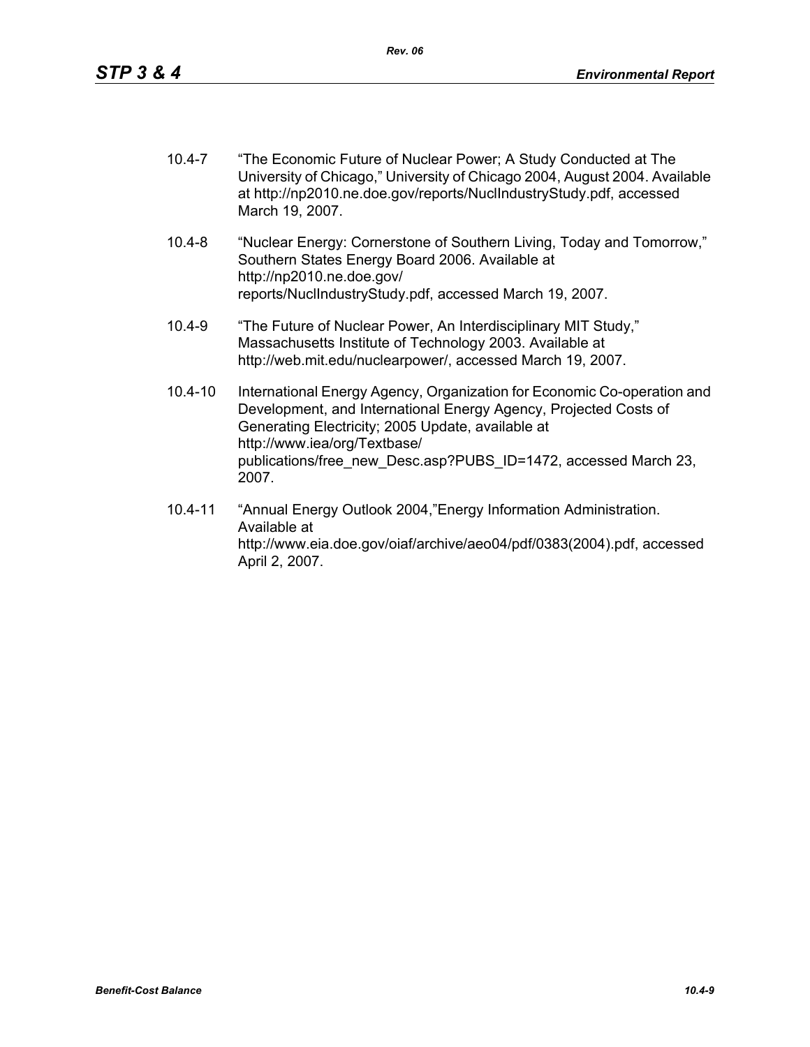10.4-7 "The Economic Future of Nuclear Power; A Study Conducted at The University of Chicago," University of Chicago 2004, August 2004. Available at http://np2010.ne.doe.gov/reports/NuclIndustryStudy.pdf, accessed March 19, 2007.

10.4-8 "Nuclear Energy: Cornerstone of Southern Living, Today and Tomorrow," Southern States Energy Board 2006. Available at http://np2010.ne.doe.gov/reports/NuclIndustryStudy.pdf, accessed March 19, 2007.

10.4-9 "The Future of Nuclear Power, An Interdisciplinary MIT Study," Massachusetts Institute of Technology 2003. Available at http://web.mit.edu/nuclearpower/, accessed March 19, 2007.

10.4-10 International Energy Agency, Organization for Economic Co-operation and Development, and International Energy Agency, Projected Costs of Generating Electricity; 2005 Update, available at http://www.iea/org/Textbase/publications/free_new_Desc.asp?PUBS_ID=1472, accessed March 23, 2007.

10.4-11 "Annual Energy Outlook 2004,"Energy Information Administration. Available at http://www.eia.doe.gov/oiaf/archive/aeo04/pdf/0383(2004).pdf, accessed April 2, 2007.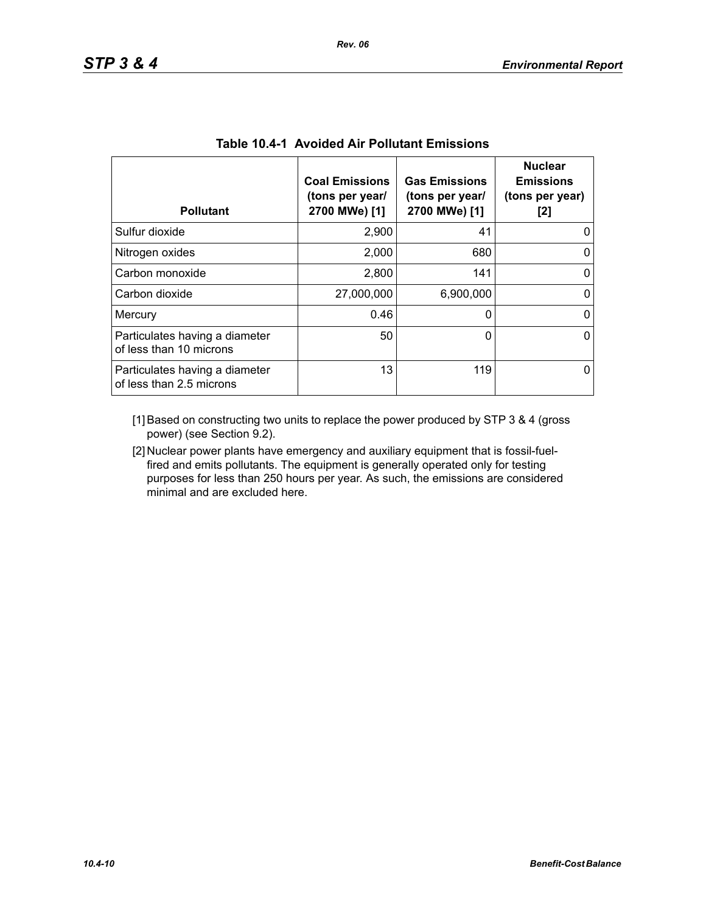**Table 10.4-1 Avoided Air Pollutant Emissions**

| Pollutant | Coal Emissions (tons per year/ 2700 MWe) [1] | Gas Emissions (tons per year/ 2700 MWe) [1] | Nuclear Emissions (tons per year) [2] |
|---|---|---|---|
| Sulfur dioxide | 2,900 | 41 | 0 |
| Nitrogen oxides | 2,000 | 680 | 0 |
| Carbon monoxide | 2,800 | 141 | 0 |
| Carbon dioxide | 27,000,000 | 6,900,000 | 0 |
| Mercury | 0.46 | 0 | 0 |
| Particulates having a diameter of less than 10 microns | 50 | 0 | 0 |
| Particulates having a diameter of less than 2.5 microns | 13 | 119 | 0 |

[1] Based on constructing two units to replace the power produced by STP 3 & 4 (gross power) (see Section 9.2).

[2] Nuclear power plants have emergency and auxiliary equipment that is fossil-fuel-fired and emits pollutants. The equipment is generally operated only for testing purposes for less than 250 hours per year. As such, the emissions are considered minimal and are excluded here.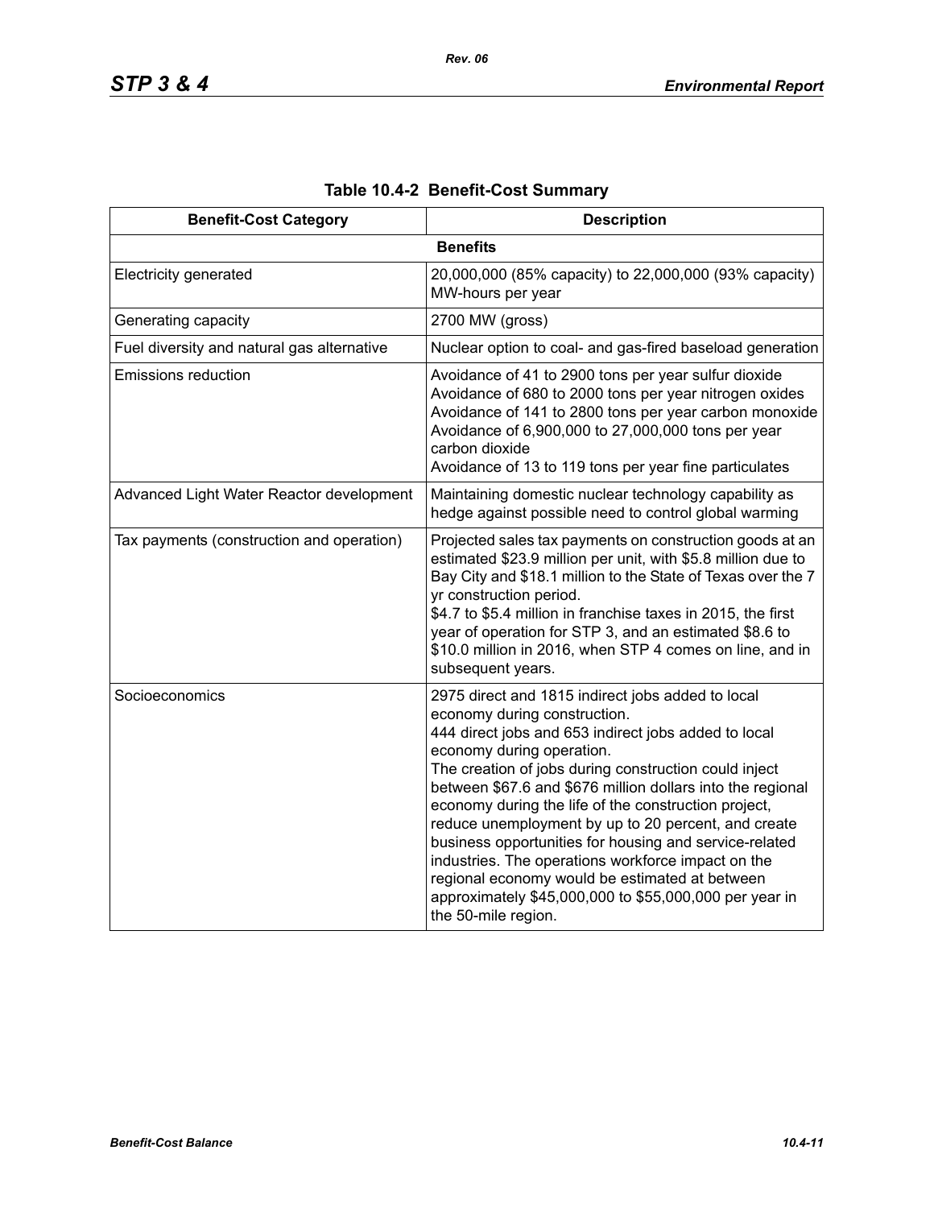**Table 10.4-2 Benefit-Cost Summary**

| Benefit-Cost Category | Description |
|---|---|
| **Benefits** | |
| Electricity generated | 20,000,000 (85% capacity) to 22,000,000 (93% capacity) MW-hours per year |
| Generating capacity | 2700 MW (gross) |
| Fuel diversity and natural gas alternative | Nuclear option to coal- and gas-fired baseload generation |
| Emissions reduction | Avoidance of 41 to 2900 tons per year sulfur dioxide<br>Avoidance of 680 to 2000 tons per year nitrogen oxides<br>Avoidance of 141 to 2800 tons per year carbon monoxide<br>Avoidance of 6,900,000 to 27,000,000 tons per year carbon dioxide<br>Avoidance of 13 to 119 tons per year fine particulates |
| Advanced Light Water Reactor development | Maintaining domestic nuclear technology capability as hedge against possible need to control global warming |
| Tax payments (construction and operation) | Projected sales tax payments on construction goods at an estimated $23.9 million per unit, with $5.8 million due to Bay City and $18.1 million to the State of Texas over the 7 yr construction period.<br>$4.7 to $5.4 million in franchise taxes in 2015, the first year of operation for STP 3, and an estimated $8.6 to $10.0 million in 2016, when STP 4 comes on line, and in subsequent years. |
| Socioeconomics | 2975 direct and 1815 indirect jobs added to local economy during construction.<br>444 direct jobs and 653 indirect jobs added to local economy during operation.<br>The creation of jobs during construction could inject between $67.6 and $676 million dollars into the regional economy during the life of the construction project, reduce unemployment by up to 20 percent, and create business opportunities for housing and service-related industries. The operations workforce impact on the regional economy would be estimated at between approximately $45,000,000 to $55,000,000 per year in the 50-mile region. |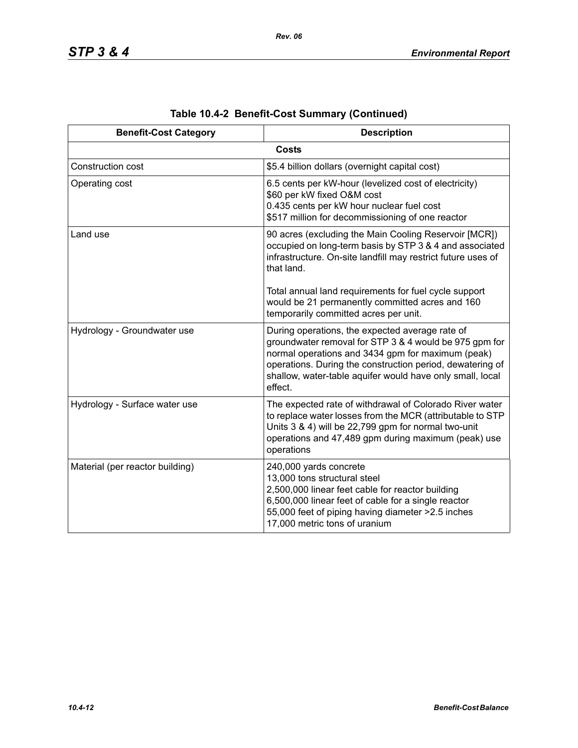**Table 10.4-2 Benefit-Cost Summary (Continued)**

| Benefit-Cost Category | Description |
|---|---|
| **Costs** | |
| Construction cost | $5.4 billion dollars (overnight capital cost) |
| Operating cost | 6.5 cents per kW-hour (levelized cost of electricity)<br>$60 per kW fixed O&M cost<br>0.435 cents per kW hour nuclear fuel cost<br>$517 million for decommissioning of one reactor |
| Land use | 90 acres (excluding the Main Cooling Reservoir [MCR]) occupied on long-term basis by STP 3 & 4 and associated infrastructure. On-site landfill may restrict future uses of that land.<br><br>Total annual land requirements for fuel cycle support would be 21 permanently committed acres and 160 temporarily committed acres per unit. |
| Hydrology - Groundwater use | During operations, the expected average rate of groundwater removal for STP 3 & 4 would be 975 gpm for normal operations and 3434 gpm for maximum (peak) operations. During the construction period, dewatering of shallow, water-table aquifer would have only small, local effect. |
| Hydrology - Surface water use | The expected rate of withdrawal of Colorado River water to replace water losses from the MCR (attributable to STP Units 3 & 4) will be 22,799 gpm for normal two-unit operations and 47,489 gpm during maximum (peak) use operations |
| Material (per reactor building) | 240,000 yards concrete<br>13,000 tons structural steel<br>2,500,000 linear feet cable for reactor building<br>6,500,000 linear feet of cable for a single reactor<br>55,000 feet of piping having diameter >2.5 inches<br>17,000 metric tons of uranium |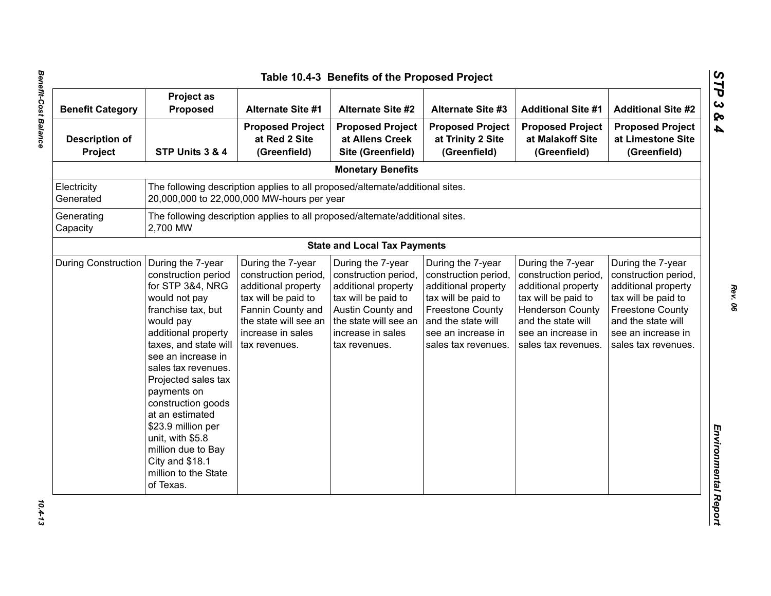## Table 10.4-3 Benefits of the Proposed Project

| Benefit Category | Project as Proposed | Alternate Site #1 | Alternate Site #2 | Alternate Site #3 | Additional Site #1 | Additional Site #2 |
|---|---|---|---|---|---|---|
| **Description of Project** | **STP Units 3 & 4** | **Proposed Project at Red 2 Site (Greenfield)** | **Proposed Project at Allens Creek Site (Greenfield)** | **Proposed Project at Trinity 2 Site (Greenfield)** | **Proposed Project at Malakoff Site (Greenfield)** | **Proposed Project at Limestone Site (Greenfield)** |
| **Monetary Benefits** | | | | | | |
| Electricity Generated | The following description applies to all proposed/alternate/additional sites. 20,000,000 to 22,000,000 MW-hours per year | | | | | |
| Generating Capacity | The following description applies to all proposed/alternate/additional sites. 2,700 MW | | | | | |
| **State and Local Tax Payments** | | | | | | |
| During Construction | During the 7-year construction period for STP 3&4, NRG would not pay franchise tax, but would pay additional property taxes, and state will see an increase in sales tax revenues. Projected sales tax payments on construction goods at an estimated $23.9 million per unit, with $5.8 million due to Bay City and $18.1 million to the State of Texas. | During the 7-year construction period, additional property tax will be paid to Fannin County and the state will see an increase in sales tax revenues. | During the 7-year construction period, additional property tax will be paid to Austin County and the state will see an increase in sales tax revenues. | During the 7-year construction period, additional property tax will be paid to Freestone County and the state will see an increase in sales tax revenues. | During the 7-year construction period, additional property tax will be paid to Henderson County and the state will see an increase in sales tax revenues. | During the 7-year construction period, additional property tax will be paid to Freestone County and the state will see an increase in sales tax revenues. |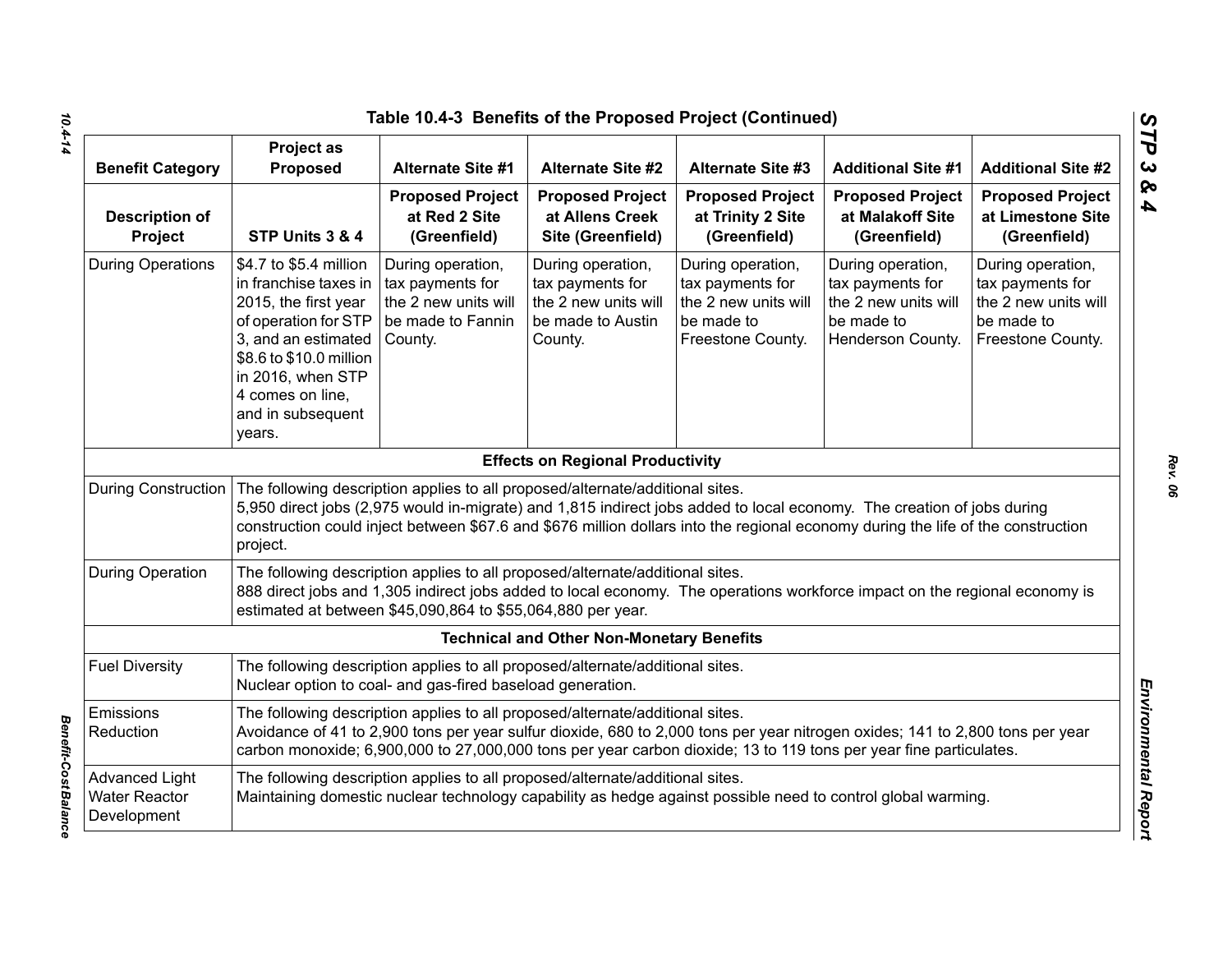## Table 10.4-3 Benefits of the Proposed Project (Continued)

| Benefit Category | Project as Proposed | Alternate Site #1 | Alternate Site #2 | Alternate Site #3 | Additional Site #1 | Additional Site #2 |
|---|---|---|---|---|---|---|
| **Description of Project** | **STP Units 3 & 4** | **Proposed Project at Red 2 Site (Greenfield)** | **Proposed Project at Allens Creek Site (Greenfield)** | **Proposed Project at Trinity 2 Site (Greenfield)** | **Proposed Project at Malakoff Site (Greenfield)** | **Proposed Project at Limestone Site (Greenfield)** |
| During Operations | $4.7 to $5.4 million in franchise taxes in 2015, the first year of operation for STP 3, and an estimated $8.6 to $10.0 million in 2016, when STP 4 comes on line, and in subsequent years. | During operation, tax payments for the 2 new units will be made to Fannin County. | During operation, tax payments for the 2 new units will be made to Austin County. | During operation, tax payments for the 2 new units will be made to Freestone County. | During operation, tax payments for the 2 new units will be made to Henderson County. | During operation, tax payments for the 2 new units will be made to Freestone County. |
| **Effects on Regional Productivity** | | | | | | |
| During Construction | The following description applies to all proposed/alternate/additional sites. 5,950 direct jobs (2,975 would in-migrate) and 1,815 indirect jobs added to local economy. The creation of jobs during construction could inject between $67.6 and $676 million dollars into the regional economy during the life of the construction project. | | | | | |
| During Operation | The following description applies to all proposed/alternate/additional sites. 888 direct jobs and 1,305 indirect jobs added to local economy. The operations workforce impact on the regional economy is estimated at between $45,090,864 to $55,064,880 per year. | | | | | |
| **Technical and Other Non-Monetary Benefits** | | | | | | |
| Fuel Diversity | The following description applies to all proposed/alternate/additional sites. Nuclear option to coal- and gas-fired baseload generation. | | | | | |
| Emissions Reduction | The following description applies to all proposed/alternate/additional sites. Avoidance of 41 to 2,900 tons per year sulfur dioxide, 680 to 2,000 tons per year nitrogen oxides; 141 to 2,800 tons per year carbon monoxide; 6,900,000 to 27,000,000 tons per year carbon dioxide; 13 to 119 tons per year fine particulates. | | | | | |
| Advanced Light Water Reactor Development | The following description applies to all proposed/alternate/additional sites. Maintaining domestic nuclear technology capability as hedge against possible need to control global warming. | | | | | |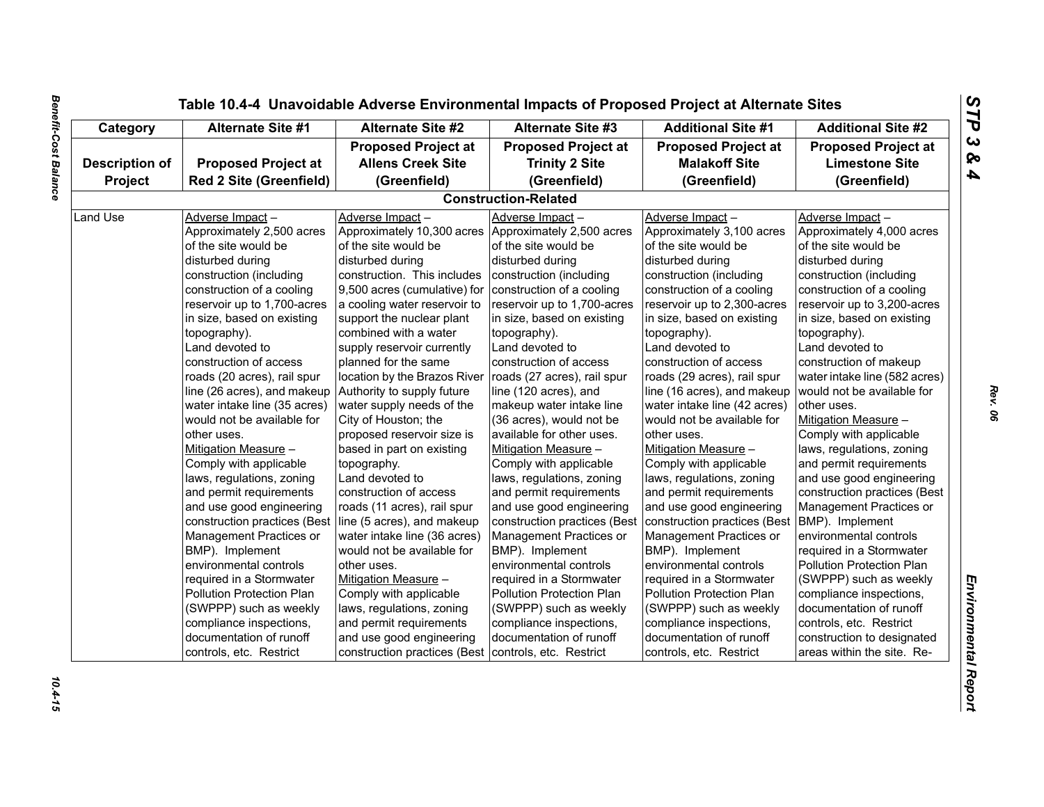## Table 10.4-4 Unavoidable Adverse Environmental Impacts of Proposed Project at Alternate Sites

| Category | Alternate Site #1 | Alternate Site #2 | Alternate Site #3 | Additional Site #1 | Additional Site #2 |
|---|---|---|---|---|---|
| Description of Project | Proposed Project at Red 2 Site (Greenfield) | Proposed Project at Allens Creek Site (Greenfield) | Proposed Project at Trinity 2 Site (Greenfield) | Proposed Project at Malakoff Site (Greenfield) | Proposed Project at Limestone Site (Greenfield) |
| **Construction-Related** | | | | | |
| Land Use | Adverse Impact – Approximately 2,500 acres of the site would be disturbed during construction (including construction of a cooling reservoir up to 1,700-acres in size, based on existing topography). Land devoted to construction of access roads (20 acres), rail spur line (26 acres), and makeup water intake line (35 acres) would not be available for other uses. Mitigation Measure – Comply with applicable laws, regulations, zoning and permit requirements and use good engineering construction practices (Best Management Practices or BMP). Implement environmental controls required in a Stormwater Pollution Protection Plan (SWPPP) such as weekly compliance inspections, documentation of runoff controls, etc. Restrict | Adverse Impact – Approximately 10,300 acres of the site would be disturbed during construction. This includes 9,500 acres (cumulative) for a cooling water reservoir to support the nuclear plant combined with a water supply reservoir currently planned for the same location by the Brazos River Authority to supply future water supply needs of the City of Houston; the proposed reservoir size is based in part on existing topography. Land devoted to construction of access roads (11 acres), rail spur line (5 acres), and makeup water intake line (36 acres) would not be available for other uses. Mitigation Measure – Comply with applicable laws, regulations, zoning and permit requirements and use good engineering construction practices (Best | Adverse Impact – Approximately 2,500 acres of the site would be disturbed during construction (including construction of a cooling reservoir up to 1,700-acres in size, based on existing topography). Land devoted to construction of access roads (27 acres), rail spur line (120 acres), and makeup water intake line (36 acres), would not be available for other uses. Mitigation Measure – Comply with applicable laws, regulations, zoning and permit requirements and use good engineering construction practices (Best Management Practices or BMP). Implement environmental controls required in a Stormwater Pollution Protection Plan (SWPPP) such as weekly compliance inspections, documentation of runoff controls, etc. Restrict | Adverse Impact – Approximately 3,100 acres of the site would be disturbed during construction (including construction of a cooling reservoir up to 2,300-acres in size, based on existing topography). Land devoted to construction of access roads (29 acres), rail spur line (16 acres), and makeup water intake line (42 acres) would not be available for other uses. Mitigation Measure – Comply with applicable laws, regulations, zoning and permit requirements and use good engineering construction practices (Best Management Practices or BMP). Implement environmental controls required in a Stormwater Pollution Protection Plan (SWPPP) such as weekly compliance inspections, documentation of runoff controls, etc. Restrict | Adverse Impact – Approximately 4,000 acres of the site would be disturbed during construction (including construction of a cooling reservoir up to 3,200-acres in size, based on existing topography). Land devoted to construction of makeup water intake line (582 acres) would not be available for other uses. Mitigation Measure – Comply with applicable laws, regulations, zoning and permit requirements and use good engineering construction practices (Best Management Practices or BMP). Implement environmental controls required in a Stormwater Pollution Protection Plan (SWPPP) such as weekly compliance inspections, documentation of runoff controls, etc. Restrict construction to designated areas within the site. Re- |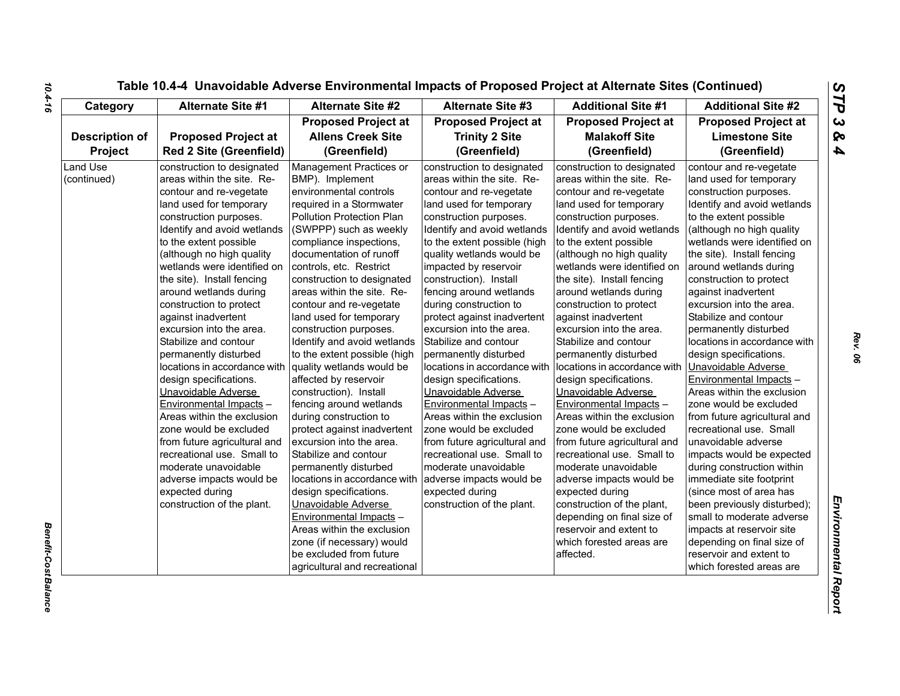Table 10.4-4 Unavoidable Adverse Environmental Impacts of Proposed Project at Alternate Sites (Continued)

| Category | Alternate Site #1 | Alternate Site #2 | Alternate Site #3 | Additional Site #1 | Additional Site #2 |
|---|---|---|---|---|---|
| Description of Project | Proposed Project at Red 2 Site (Greenfield) | Proposed Project at Allens Creek Site (Greenfield) | Proposed Project at Trinity 2 Site (Greenfield) | Proposed Project at Malakoff Site (Greenfield) | Proposed Project at Limestone Site (Greenfield) |
| Land Use (continued) | construction to designated areas within the site. Re-contour and re-vegetate land used for temporary construction purposes. Identify and avoid wetlands to the extent possible (although no high quality wetlands were identified on the site). Install fencing around wetlands during construction to protect against inadvertent excursion into the area. Stabilize and contour permanently disturbed locations in accordance with design specifications. Unavoidable Adverse Environmental Impacts – Areas within the exclusion zone would be excluded from future agricultural and recreational use. Small to moderate unavoidable adverse impacts would be expected during construction of the plant. | Management Practices or BMP). Implement environmental controls required in a Stormwater Pollution Protection Plan (SWPPP) such as weekly compliance inspections, documentation of runoff controls, etc. Restrict construction to designated areas within the site. Re-contour and re-vegetate land used for temporary construction purposes. Identify and avoid wetlands to the extent possible (high quality wetlands would be affected by reservoir construction). Install fencing around wetlands during construction to protect against inadvertent excursion into the area. Stabilize and contour permanently disturbed locations in accordance with design specifications. Unavoidable Adverse Environmental Impacts – Areas within the exclusion zone (if necessary) would be excluded from future agricultural and recreational | construction to designated areas within the site. Re-contour and re-vegetate land used for temporary construction purposes. Identify and avoid wetlands to the extent possible (high quality wetlands would be impacted by reservoir construction). Install fencing around wetlands during construction to protect against inadvertent excursion into the area. Stabilize and contour permanently disturbed locations in accordance with design specifications. Unavoidable Adverse Environmental Impacts – Areas within the exclusion zone would be excluded from future agricultural and recreational use. Small to moderate unavoidable adverse impacts would be expected during construction of the plant. | construction to designated areas within the site. Re-contour and re-vegetate land used for temporary construction purposes. Identify and avoid wetlands to the extent possible (although no high quality wetlands were identified on the site). Install fencing around wetlands during construction to protect against inadvertent excursion into the area. Stabilize and contour permanently disturbed locations in accordance with design specifications. Unavoidable Adverse Environmental Impacts – Areas within the exclusion zone would be excluded from future agricultural and recreational use. Small to moderate unavoidable adverse impacts would be expected during construction of the plant, depending on final size of reservoir and extent to which forested areas are affected. | contour and re-vegetate land used for temporary construction purposes. Identify and avoid wetlands to the extent possible (although no high quality wetlands were identified on the site). Install fencing around wetlands during construction to protect against inadvertent excursion into the area. Stabilize and contour permanently disturbed locations in accordance with design specifications. Unavoidable Adverse Environmental Impacts – Areas within the exclusion zone would be excluded from future agricultural and recreational use. Small unavoidable adverse impacts would be expected during construction within immediate site footprint (since most of area has been previously disturbed); small to moderate adverse impacts at reservoir site depending on final size of reservoir and extent to which forested areas are |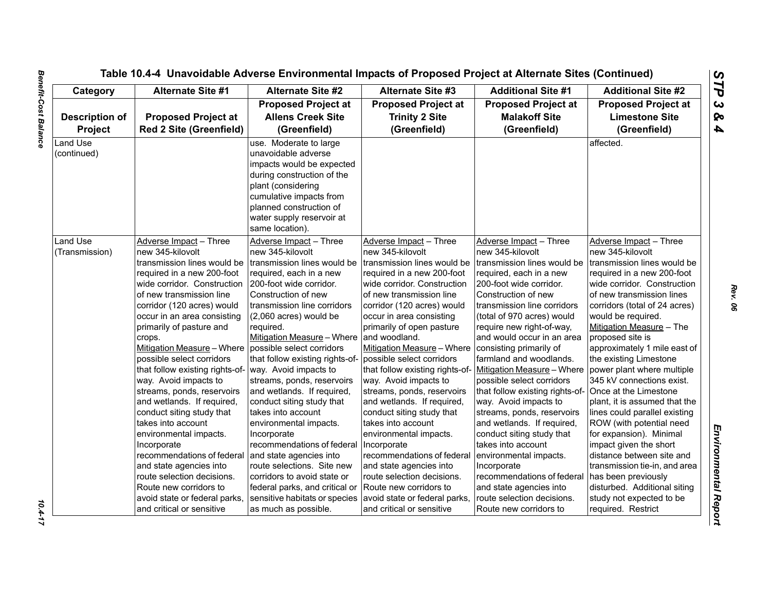Table 10.4-4 Unavoidable Adverse Environmental Impacts of Proposed Project at Alternate Sites (Continued)

| Category | Alternate Site #1 | Alternate Site #2 | Alternate Site #3 | Additional Site #1 | Additional Site #2 |
|---|---|---|---|---|---|
| Description of Project | Proposed Project at Red 2 Site (Greenfield) | Proposed Project at Allens Creek Site (Greenfield) | Proposed Project at Trinity 2 Site (Greenfield) | Proposed Project at Malakoff Site (Greenfield) | Proposed Project at Limestone Site (Greenfield) |
| Land Use (continued) | | use. Moderate to large unavoidable adverse impacts would be expected during construction of the plant (considering cumulative impacts from planned construction of water supply reservoir at same location). | | | affected. |
| Land Use (Transmission) | Adverse Impact – Three new 345-kilovolt transmission lines would be required in a new 200-foot wide corridor. Construction of new transmission line corridor (120 acres) would occur in an area consisting primarily of pasture and crops. Mitigation Measure – Where possible select corridors that follow existing rights-of-way. Avoid impacts to streams, ponds, reservoirs and wetlands. If required, conduct siting study that takes into account environmental impacts. Incorporate recommendations of federal and state agencies into route selection decisions. Route new corridors to avoid state or federal parks, and critical or sensitive | Adverse Impact – Three new 345-kilovolt transmission lines would be required, each in a new 200-foot wide corridor. Construction of new transmission line corridors (2,060 acres) would be required. Mitigation Measure – Where possible select corridors that follow existing rights-of-way. Avoid impacts to streams, ponds, reservoirs and wetlands. If required, conduct siting study that takes into account environmental impacts. Incorporate recommendations of federal and state agencies into route selections. Site new corridors to avoid state or federal parks, and critical or sensitive habitats or species as much as possible. | Adverse Impact – Three new 345-kilovolt transmission lines would be required in a new 200-foot wide corridor. Construction of new transmission line corridor (120 acres) would occur in area consisting primarily of open pasture and woodland. Mitigation Measure – Where possible select corridors that follow existing rights-of-way. Avoid impacts to streams, ponds, reservoirs and wetlands. If required, conduct siting study that takes into account environmental impacts. Incorporate recommendations of federal and state agencies into route selection decisions. Route new corridors to avoid state or federal parks, and critical or sensitive | Adverse Impact – Three new 345-kilovolt transmission lines would be required, each in a new 200-foot wide corridor. Construction of new transmission line corridors (total of 970 acres) would require new right-of-way, and would occur in an area consisting primarily of farmland and woodlands. Mitigation Measure – Where possible select corridors that follow existing rights-of-way. Avoid impacts to streams, ponds, reservoirs and wetlands. If required, conduct siting study that takes into account environmental impacts. Incorporate recommendations of federal and state agencies into route selection decisions. Route new corridors to | Adverse Impact – Three new 345-kilovolt transmission lines would be required in a new 200-foot wide corridor. Construction of new transmission lines corridors (total of 24 acres) would be required. Mitigation Measure – The proposed site is approximately 1 mile east of the existing Limestone power plant where multiple 345 kV connections exist. Once at the Limestone plant, it is assumed that the lines could parallel existing ROW (with potential need for expansion). Minimal impact given the short distance between site and transmission tie-in, and area has been previously disturbed. Additional siting study not expected to be required. Restrict |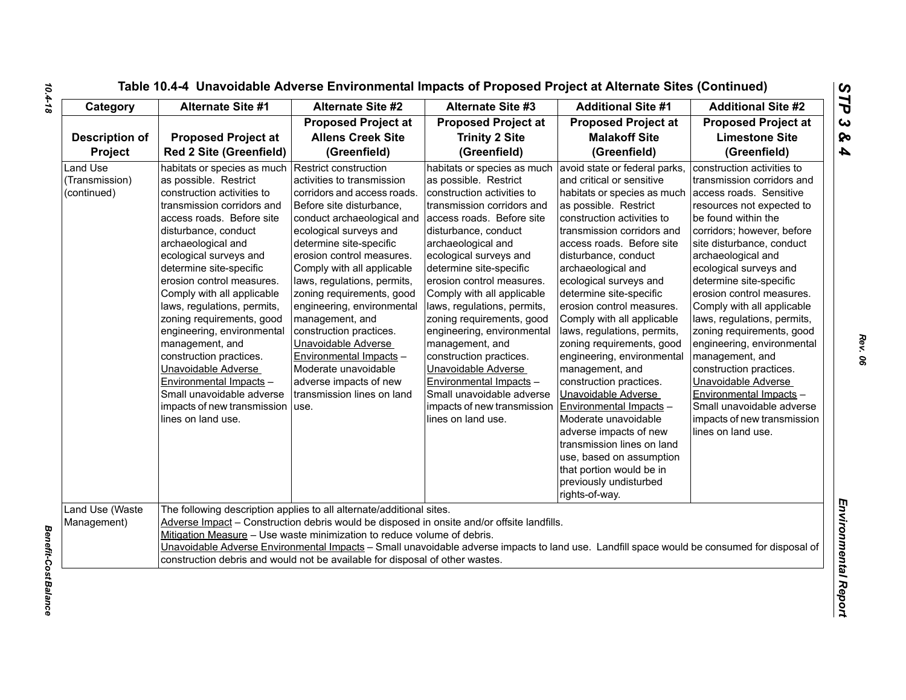# Table 10.4-4 Unavoidable Adverse Environmental Impacts of Proposed Project at Alternate Sites (Continued)

| Category | Alternate Site #1 | Alternate Site #2 | Alternate Site #3 | Additional Site #1 | Additional Site #2 |
|---|---|---|---|---|---|
| **Description of Project** | **Proposed Project at Red 2 Site (Greenfield)** | **Proposed Project at Allens Creek Site (Greenfield)** | **Proposed Project at Trinity 2 Site (Greenfield)** | **Proposed Project at Malakoff Site (Greenfield)** | **Proposed Project at Limestone Site (Greenfield)** |
| Land Use (Transmission) (continued) | habitats or species as much as possible. Restrict construction activities to transmission corridors and access roads. Before site disturbance, conduct archaeological and ecological surveys and determine site-specific erosion control measures. Comply with all applicable laws, regulations, permits, zoning requirements, good engineering, environmental management, and construction practices. Unavoidable Adverse Environmental Impacts – Small unavoidable adverse impacts of new transmission lines on land use. | Restrict construction activities to transmission corridors and access roads. Before site disturbance, conduct archaeological and ecological surveys and determine site-specific erosion control measures. Comply with all applicable laws, regulations, permits, zoning requirements, good engineering, environmental management, and construction practices. Unavoidable Adverse Environmental Impacts – Moderate unavoidable adverse impacts of new transmission lines on land use. | habitats or species as much as possible. Restrict construction activities to transmission corridors and access roads. Before site disturbance, conduct archaeological and ecological surveys and determine site-specific erosion control measures. Comply with all applicable laws, regulations, permits, zoning requirements, good engineering, environmental management, and construction practices. Unavoidable Adverse Environmental Impacts – Small unavoidable adverse impacts of new transmission lines on land use. | avoid state or federal parks, and critical or sensitive habitats or species as much as possible. Restrict construction activities to transmission corridors and access roads. Before site disturbance, conduct archaeological and ecological surveys and determine site-specific erosion control measures. Comply with all applicable laws, regulations, permits, zoning requirements, good engineering, environmental management, and construction practices. Unavoidable Adverse Environmental Impacts – Moderate unavoidable adverse impacts of new transmission lines on land use, based on assumption that portion would be in previously undisturbed rights-of-way. | construction activities to transmission corridors and access roads. Sensitive resources not expected to be found within the corridors; however, before site disturbance, conduct archaeological and ecological surveys and determine site-specific erosion control measures. Comply with all applicable laws, regulations, permits, zoning requirements, good engineering, environmental management, and construction practices. Unavoidable Adverse Environmental Impacts – Small unavoidable adverse impacts of new transmission lines on land use. |
| Land Use (Waste Management) | The following description applies to all alternate/additional sites. Adverse Impact – Construction debris would be disposed in onsite and/or offsite landfills. Mitigation Measure – Use waste minimization to reduce volume of debris. Unavoidable Adverse Environmental Impacts – Small unavoidable adverse impacts to land use. Landfill space would be consumed for disposal of construction debris and would not be available for disposal of other wastes. | | | | |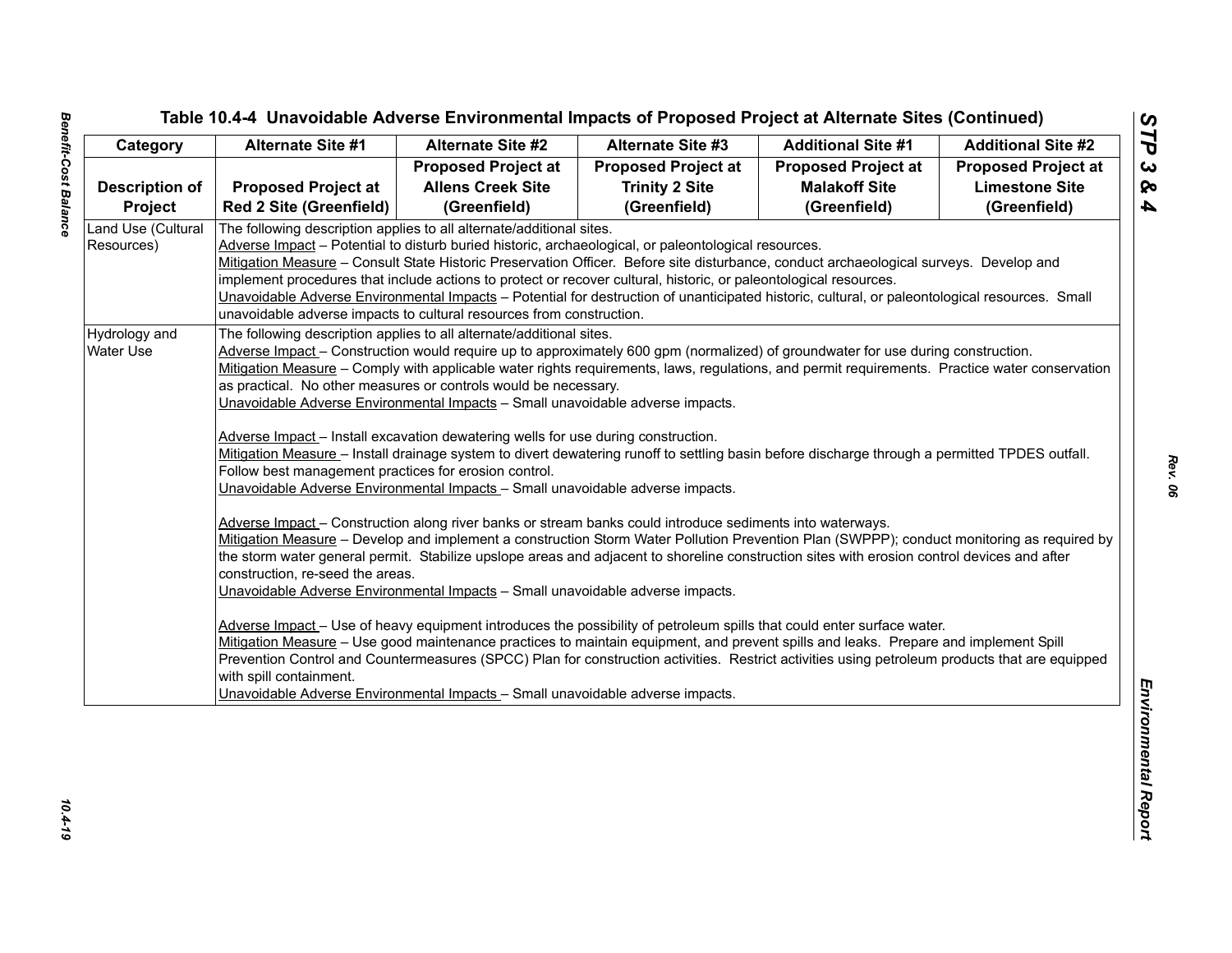# Table 10.4-4 Unavoidable Adverse Environmental Impacts of Proposed Project at Alternate Sites (Continued)

| Category | Alternate Site #1 | Alternate Site #2 | Alternate Site #3 | Additional Site #1 | Additional Site #2 |
|---|---|---|---|---|---|
| Description of Project | Proposed Project at Red 2 Site (Greenfield) | Proposed Project at Allens Creek Site (Greenfield) | Proposed Project at Trinity 2 Site (Greenfield) | Proposed Project at Malakoff Site (Greenfield) | Proposed Project at Limestone Site (Greenfield) |
| Land Use (Cultural Resources) | The following description applies to all alternate/additional sites.<br>Adverse Impact – Potential to disturb buried historic, archaeological, or paleontological resources.<br>Mitigation Measure – Consult State Historic Preservation Officer. Before site disturbance, conduct archaeological surveys. Develop and implement procedures that include actions to protect or recover cultural, historic, or paleontological resources.<br>Unavoidable Adverse Environmental Impacts – Potential for destruction of unanticipated historic, cultural, or paleontological resources. Small unavoidable adverse impacts to cultural resources from construction. | | | | |
| Hydrology and Water Use | The following description applies to all alternate/additional sites.<br>Adverse Impact – Construction would require up to approximately 600 gpm (normalized) of groundwater for use during construction.<br>Mitigation Measure – Comply with applicable water rights requirements, laws, regulations, and permit requirements. Practice water conservation as practical. No other measures or controls would be necessary.<br>Unavoidable Adverse Environmental Impacts – Small unavoidable adverse impacts.<br><br>Adverse Impact – Install excavation dewatering wells for use during construction.<br>Mitigation Measure – Install drainage system to divert dewatering runoff to settling basin before discharge through a permitted TPDES outfall. Follow best management practices for erosion control.<br>Unavoidable Adverse Environmental Impacts – Small unavoidable adverse impacts.<br><br>Adverse Impact – Construction along river banks or stream banks could introduce sediments into waterways.<br>Mitigation Measure – Develop and implement a construction Storm Water Pollution Prevention Plan (SWPPP); conduct monitoring as required by the storm water general permit. Stabilize upslope areas and adjacent to shoreline construction sites with erosion control devices and after construction, re-seed the areas.<br>Unavoidable Adverse Environmental Impacts – Small unavoidable adverse impacts.<br><br>Adverse Impact – Use of heavy equipment introduces the possibility of petroleum spills that could enter surface water.<br>Mitigation Measure – Use good maintenance practices to maintain equipment, and prevent spills and leaks. Prepare and implement Spill Prevention Control and Countermeasures (SPCC) Plan for construction activities. Restrict activities using petroleum products that are equipped with spill containment.<br>Unavoidable Adverse Environmental Impacts – Small unavoidable adverse impacts. | | | | |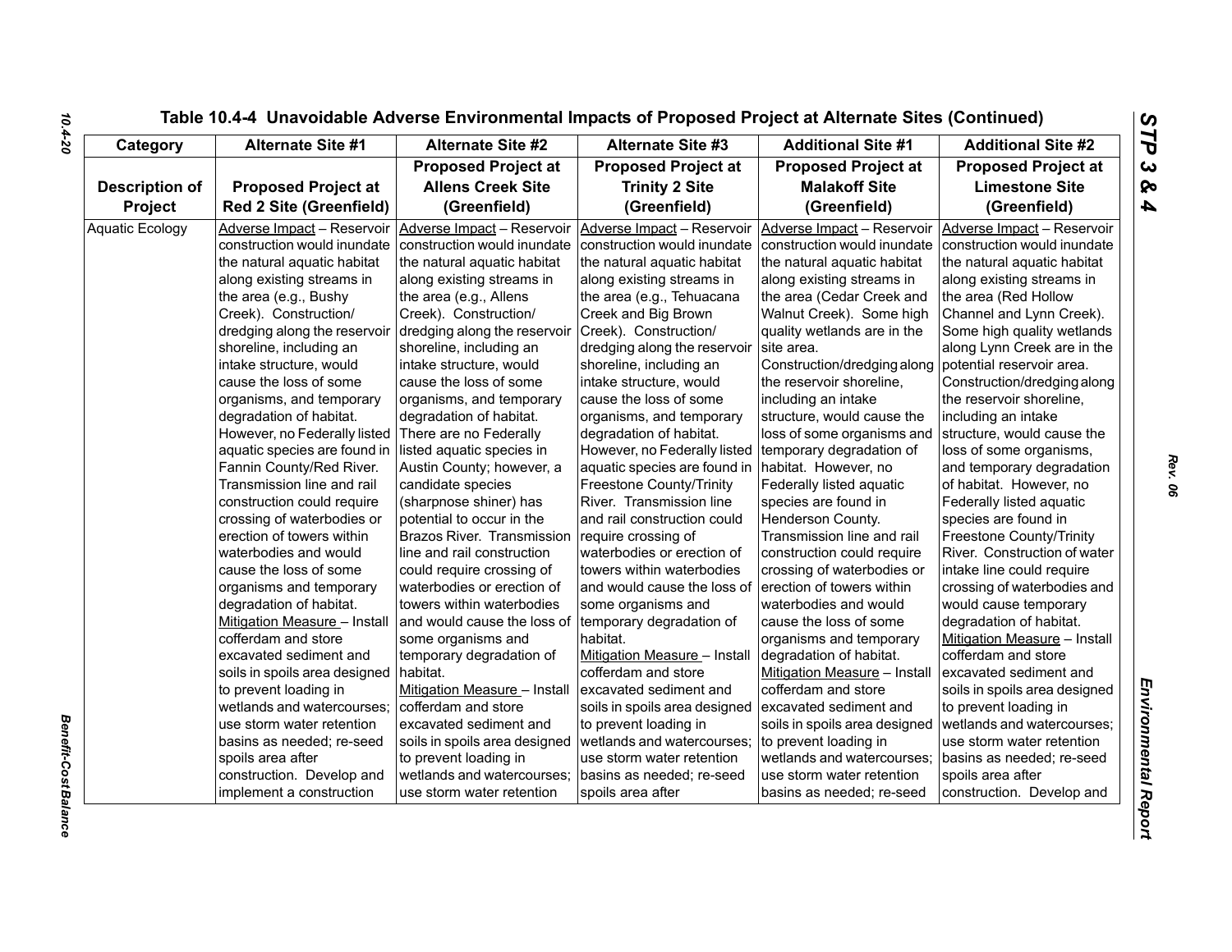**Table 10.4-4 Unavoidable Adverse Environmental Impacts of Proposed Project at Alternate Sites (Continued)**

| Category | Alternate Site #1 | Alternate Site #2 | Alternate Site #3 | Additional Site #1 | Additional Site #2 |
|---|---|---|---|---|---|
| **Description of Project** | **Proposed Project at Red 2 Site (Greenfield)** | **Proposed Project at Allens Creek Site (Greenfield)** | **Proposed Project at Trinity 2 Site (Greenfield)** | **Proposed Project at Malakoff Site (Greenfield)** | **Proposed Project at Limestone Site (Greenfield)** |
| Aquatic Ecology | Adverse Impact – Reservoir construction would inundate the natural aquatic habitat along existing streams in the area (e.g., Bushy Creek). Construction/dredging along the reservoir shoreline, including an intake structure, would cause the loss of some organisms, and temporary degradation of habitat. However, no Federally listed aquatic species are found in Fannin County/Red River. Transmission line and rail construction could require crossing of waterbodies or erection of towers within waterbodies and would cause the loss of some organisms and temporary degradation of habitat. Mitigation Measure – Install cofferdam and store excavated sediment and soils in spoils area designed to prevent loading in wetlands and watercourses; use storm water retention basins as needed; re-seed spoils area after construction. Develop and implement a construction | Adverse Impact – Reservoir construction would inundate the natural aquatic habitat along existing streams in the area (e.g., Allens Creek). Construction/dredging along the reservoir shoreline, including an intake structure, would cause the loss of some organisms, and temporary degradation of habitat. There are no Federally listed aquatic species in Austin County; however, a candidate species (sharpnose shiner) has potential to occur in the Brazos River. Transmission line and rail construction could require crossing of waterbodies or erection of towers within waterbodies and would cause the loss of some organisms and temporary degradation of habitat. Mitigation Measure – Install cofferdam and store excavated sediment and soils in spoils area designed to prevent loading in wetlands and watercourses; use storm water retention | Adverse Impact – Reservoir construction would inundate the natural aquatic habitat along existing streams in the area (e.g., Tehuacana Creek and Big Brown Creek). Construction/dredging along the reservoir shoreline, including an intake structure, would cause the loss of some organisms, and temporary degradation of habitat. However, no Federally listed aquatic species are found in Freestone County/Trinity River. Transmission line and rail construction could require crossing of waterbodies or erection of towers within waterbodies and would cause the loss of some organisms and temporary degradation of habitat. Mitigation Measure – Install cofferdam and store excavated sediment and soils in spoils area designed to prevent loading in wetlands and watercourses; use storm water retention basins as needed; re-seed spoils area after | Adverse Impact – Reservoir construction would inundate the natural aquatic habitat along existing streams in the area (Cedar Creek and Walnut Creek). Some high quality wetlands are in the site area. Construction/dredging along the reservoir shoreline, including an intake structure, would cause the loss of some organisms and temporary degradation of habitat. However, no Federally listed aquatic species are found in Henderson County. Transmission line and rail construction could require crossing of waterbodies or erection of towers within waterbodies and would cause the loss of some organisms and temporary degradation of habitat. Mitigation Measure – Install cofferdam and store excavated sediment and soils in spoils area designed to prevent loading in wetlands and watercourses; use storm water retention basins as needed; re-seed | Adverse Impact – Reservoir construction would inundate the natural aquatic habitat along existing streams in the area (Red Hollow Channel and Lynn Creek). Some high quality wetlands along Lynn Creek are in the potential reservoir area. Construction/dredging along the reservoir shoreline, including an intake structure, would cause the loss of some organisms, and temporary degradation of habitat. However, no Federally listed aquatic species are found in Freestone County/Trinity River. Construction of water intake line could require crossing of waterbodies and would cause temporary degradation of habitat. Mitigation Measure – Install cofferdam and store excavated sediment and soils in spoils area designed to prevent loading in wetlands and watercourses; use storm water retention basins as needed; re-seed spoils area after construction. Develop and |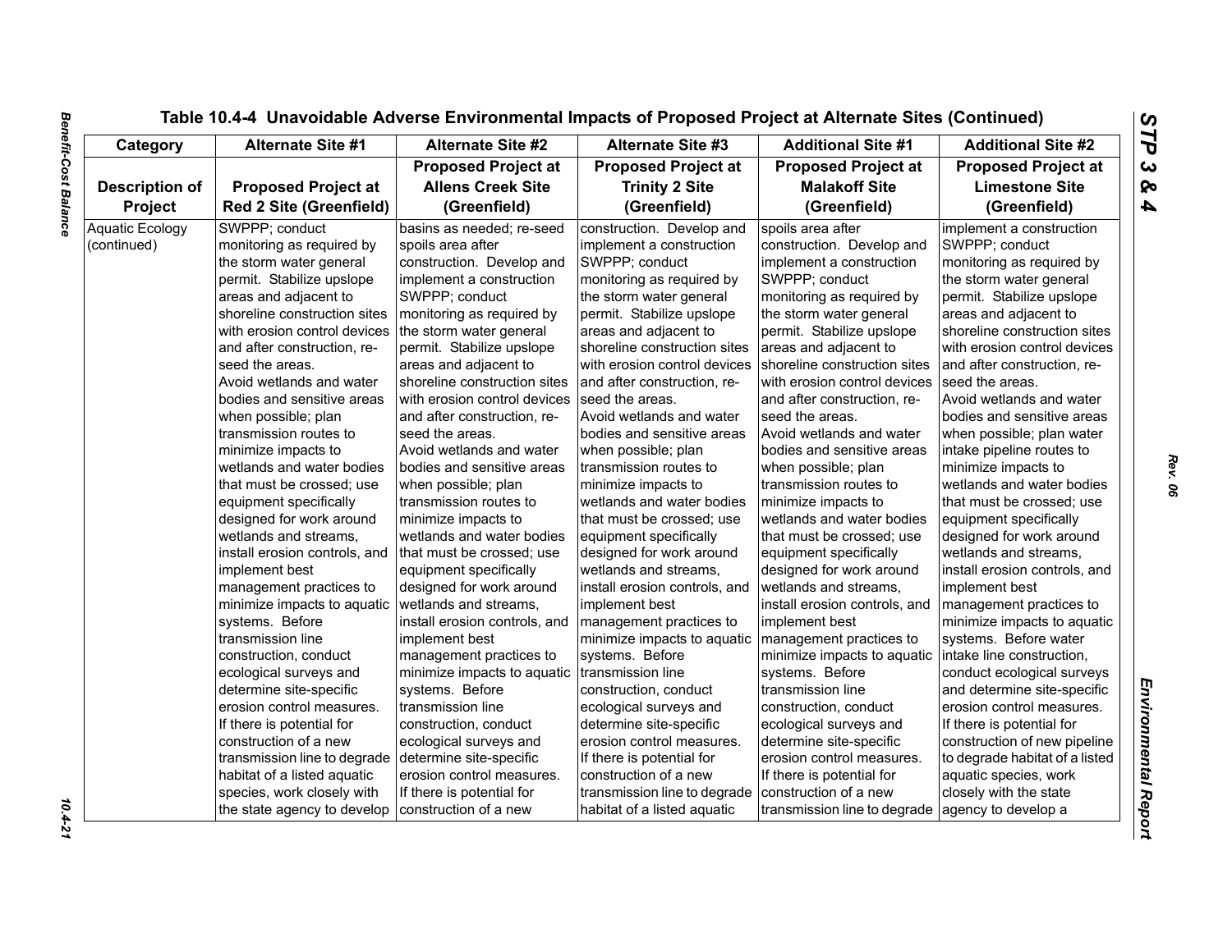## Table 10.4-4 Unavoidable Adverse Environmental Impacts of Proposed Project at Alternate Sites (Continued)

| Category | Alternate Site #1 | Alternate Site #2 | Alternate Site #3 | Additional Site #1 | Additional Site #2 |
|---|---|---|---|---|---|
| **Description of Project** | **Proposed Project at Red 2 Site (Greenfield)** | **Proposed Project at Allens Creek Site (Greenfield)** | **Proposed Project at Trinity 2 Site (Greenfield)** | **Proposed Project at Malakoff Site (Greenfield)** | **Proposed Project at Limestone Site (Greenfield)** |
| Aquatic Ecology (continued) | SWPPP; conduct monitoring as required by the storm water general permit. Stabilize upslope areas and adjacent to shoreline construction sites with erosion control devices and after construction, re-seed the areas. Avoid wetlands and water bodies and sensitive areas when possible; plan transmission routes to minimize impacts to wetlands and water bodies that must be crossed; use equipment specifically designed for work around wetlands and streams, install erosion controls, and implement best management practices to minimize impacts to aquatic systems. Before transmission line construction, conduct ecological surveys and determine site-specific erosion control measures. If there is potential for construction of a new transmission line to degrade habitat of a listed aquatic species, work closely with the state agency to develop | basins as needed; re-seed spoils area after construction. Develop and implement a construction SWPPP; conduct monitoring as required by the storm water general permit. Stabilize upslope areas and adjacent to shoreline construction sites with erosion control devices and after construction, re-seed the areas. Avoid wetlands and water bodies and sensitive areas when possible; plan transmission routes to minimize impacts to wetlands and water bodies that must be crossed; use equipment specifically designed for work around wetlands and streams, install erosion controls, and implement best management practices to minimize impacts to aquatic systems. Before transmission line construction, conduct ecological surveys and determine site-specific erosion control measures. If there is potential for construction of a new | construction. Develop and implement a construction SWPPP; conduct monitoring as required by the storm water general permit. Stabilize upslope areas and adjacent to shoreline construction sites with erosion control devices and after construction, re-seed the areas. Avoid wetlands and water bodies and sensitive areas when possible; plan transmission routes to minimize impacts to wetlands and water bodies that must be crossed; use equipment specifically designed for work around wetlands and streams, install erosion controls, and implement best management practices to minimize impacts to aquatic systems. Before transmission line construction, conduct ecological surveys and determine site-specific erosion control measures. If there is potential for construction of a new transmission line to degrade habitat of a listed aquatic | spoils area after construction. Develop and implement a construction SWPPP; conduct monitoring as required by the storm water general permit. Stabilize upslope areas and adjacent to shoreline construction sites with erosion control devices and after construction, re-seed the areas. Avoid wetlands and water bodies and sensitive areas when possible; plan transmission routes to minimize impacts to wetlands and water bodies that must be crossed; use equipment specifically designed for work around wetlands and streams, install erosion controls, and implement best management practices to minimize impacts to aquatic systems. Before transmission line construction, conduct ecological surveys and determine site-specific erosion control measures. If there is potential for construction of a new transmission line to degrade | implement a construction SWPPP; conduct monitoring as required by the storm water general permit. Stabilize upslope areas and adjacent to shoreline construction sites with erosion control devices and after construction, re-seed the areas. Avoid wetlands and water bodies and sensitive areas when possible; plan water intake pipeline routes to minimize impacts to wetlands and water bodies that must be crossed; use equipment specifically designed for work around wetlands and streams, install erosion controls, and implement best management practices to minimize impacts to aquatic systems. Before water intake line construction, conduct ecological surveys and determine site-specific erosion control measures. If there is potential for construction of new pipeline to degrade habitat of a listed aquatic species, work closely with the state agency to develop a |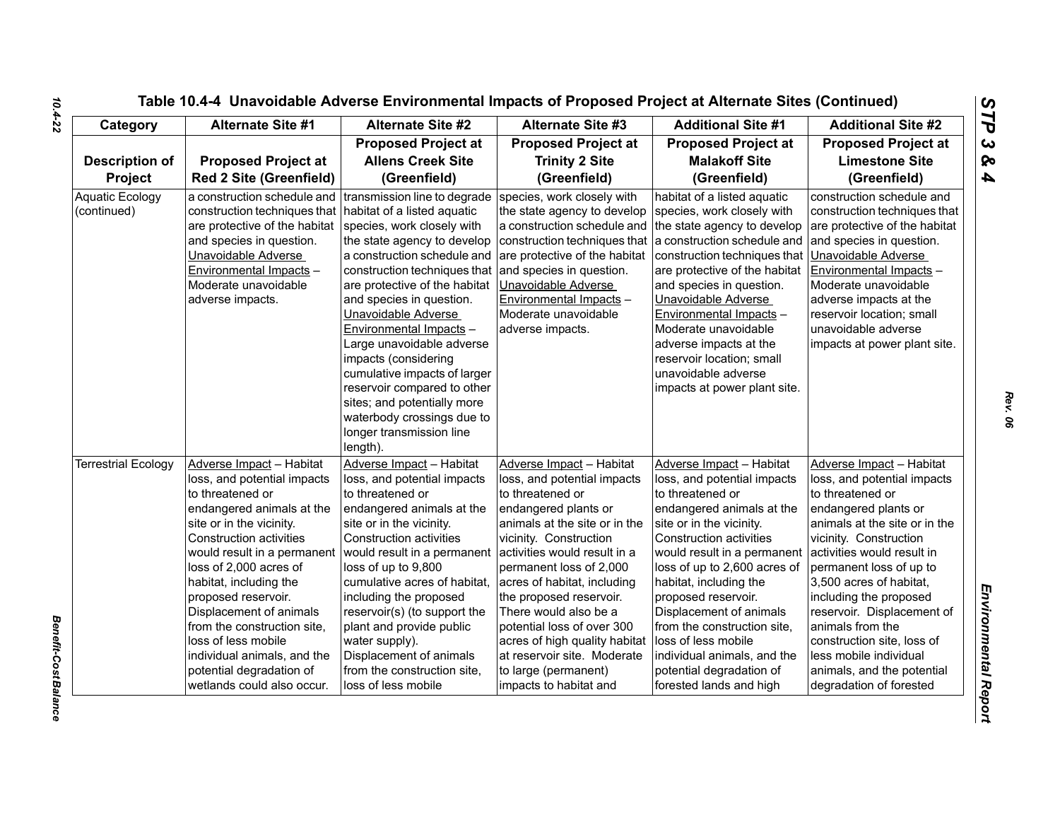### Table 10.4-4 Unavoidable Adverse Environmental Impacts of Proposed Project at Alternate Sites (Continued)

| Category | Alternate Site #1 | Alternate Site #2 | Alternate Site #3 | Additional Site #1 | Additional Site #2 |
|---|---|---|---|---|---|
| **Description of Project** | **Proposed Project at Red 2 Site (Greenfield)** | **Proposed Project at Allens Creek Site (Greenfield)** | **Proposed Project at Trinity 2 Site (Greenfield)** | **Proposed Project at Malakoff Site (Greenfield)** | **Proposed Project at Limestone Site (Greenfield)** |
| Aquatic Ecology (continued) | a construction schedule and construction techniques that are protective of the habitat and species in question. Unavoidable Adverse Environmental Impacts – Moderate unavoidable adverse impacts. | transmission line to degrade habitat of a listed aquatic species, work closely with the state agency to develop a construction schedule and construction techniques that are protective of the habitat and species in question. Unavoidable Adverse Environmental Impacts – Large unavoidable adverse impacts (considering cumulative impacts of larger reservoir compared to other sites; and potentially more waterbody crossings due to longer transmission line length). | species, work closely with the state agency to develop a construction schedule and construction techniques that are protective of the habitat and species in question. Unavoidable Adverse Environmental Impacts – Moderate unavoidable adverse impacts. | habitat of a listed aquatic species, work closely with the state agency to develop a construction schedule and construction techniques that are protective of the habitat and species in question. Unavoidable Adverse Environmental Impacts – Moderate unavoidable adverse impacts at the reservoir location; small unavoidable adverse impacts at power plant site. | construction schedule and construction techniques that are protective of the habitat and species in question. Unavoidable Adverse Environmental Impacts – Moderate unavoidable adverse impacts at the reservoir location; small unavoidable adverse impacts at power plant site. |
| Terrestrial Ecology | Adverse Impact – Habitat loss, and potential impacts to threatened or endangered animals at the site or in the vicinity. Construction activities would result in a permanent loss of 2,000 acres of habitat, including the proposed reservoir. Displacement of animals from the construction site, loss of less mobile individual animals, and the potential degradation of wetlands could also occur. | Adverse Impact – Habitat loss, and potential impacts to threatened or endangered animals at the site or in the vicinity. Construction activities would result in a permanent loss of up to 9,800 cumulative acres of habitat, including the proposed reservoir(s) (to support the plant and provide public water supply). Displacement of animals from the construction site, loss of less mobile | Adverse Impact – Habitat loss, and potential impacts to threatened or endangered plants or animals at the site or in the vicinity. Construction activities would result in a permanent loss of 2,000 acres of habitat, including the proposed reservoir. There would also be a potential loss of over 300 acres of high quality habitat at reservoir site. Moderate to large (permanent) impacts to habitat and | Adverse Impact – Habitat loss, and potential impacts to threatened or endangered animals at the site or in the vicinity. Construction activities would result in a permanent loss of up to 2,600 acres of habitat, including the proposed reservoir. Displacement of animals from the construction site, loss of less mobile individual animals, and the potential degradation of forested lands and high | Adverse Impact – Habitat loss, and potential impacts to threatened or endangered plants or animals at the site or in the vicinity. Construction activities would result in permanent loss of up to 3,500 acres of habitat, including the proposed reservoir. Displacement of animals from the construction site, loss of less mobile individual animals, and the potential degradation of forested |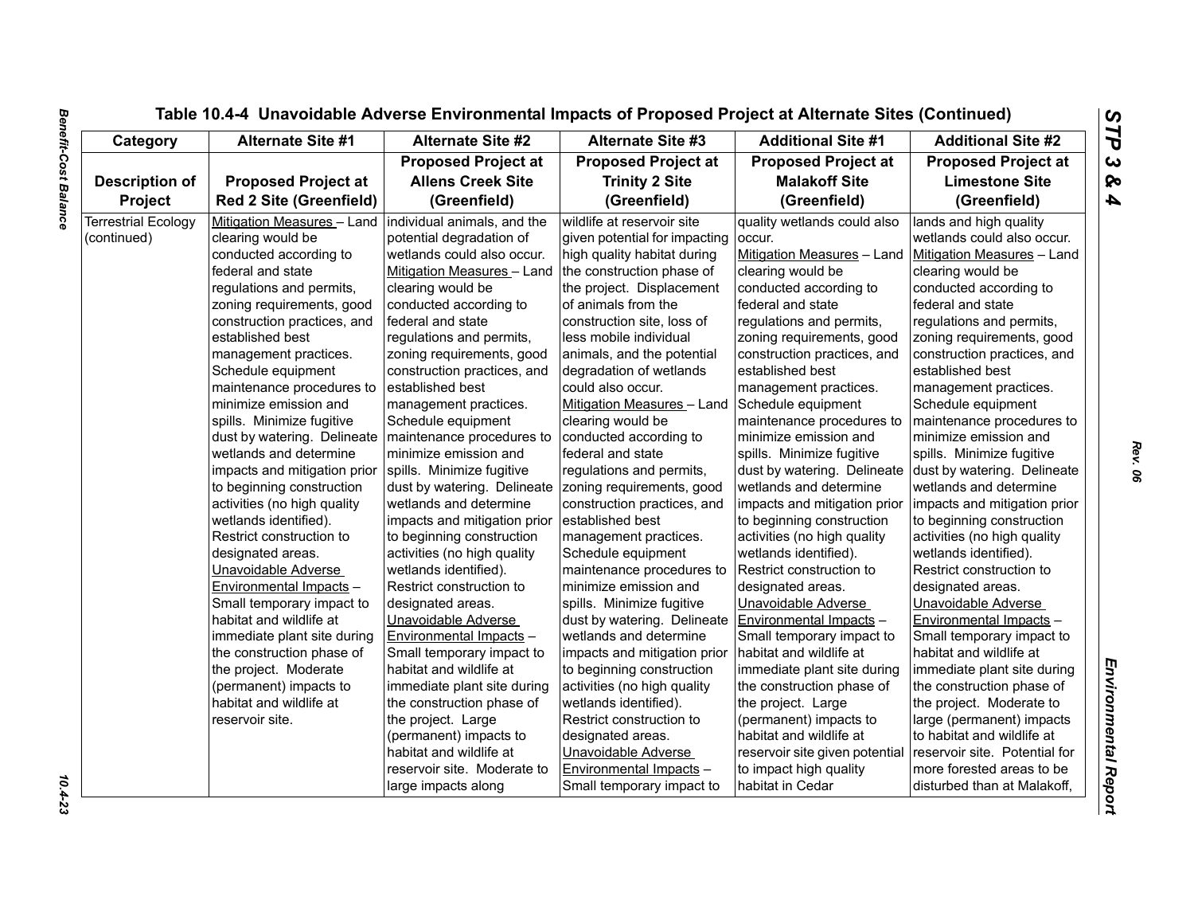## Table 10.4-4 Unavoidable Adverse Environmental Impacts of Proposed Project at Alternate Sites (Continued)

| Category | Alternate Site #1 | Alternate Site #2 | Alternate Site #3 | Additional Site #1 | Additional Site #2 |
|---|---|---|---|---|---|
| **Description of Project** | **Proposed Project at Red 2 Site (Greenfield)** | **Proposed Project at Allens Creek Site (Greenfield)** | **Proposed Project at Trinity 2 Site (Greenfield)** | **Proposed Project at Malakoff Site (Greenfield)** | **Proposed Project at Limestone Site (Greenfield)** |
| Terrestrial Ecology (continued) | Mitigation Measures – Land clearing would be conducted according to federal and state regulations and permits, zoning requirements, good construction practices, and established best management practices. Schedule equipment maintenance procedures to minimize emission and spills. Minimize fugitive dust by watering. Delineate wetlands and determine impacts and mitigation prior to beginning construction activities (no high quality wetlands identified). Restrict construction to designated areas. Unavoidable Adverse Environmental Impacts – Small temporary impact to habitat and wildlife at immediate plant site during the construction phase of the project. Moderate (permanent) impacts to habitat and wildlife at reservoir site. | individual animals, and the potential degradation of wetlands could also occur. Mitigation Measures – Land clearing would be conducted according to federal and state regulations and permits, zoning requirements, good construction practices, and established best management practices. Schedule equipment maintenance procedures to minimize emission and spills. Minimize fugitive dust by watering. Delineate wetlands and determine impacts and mitigation prior to beginning construction activities (no high quality wetlands identified). Restrict construction to designated areas. Unavoidable Adverse Environmental Impacts – Small temporary impact to habitat and wildlife at immediate plant site during the construction phase of the project. Large (permanent) impacts to habitat and wildlife at reservoir site. Moderate to large impacts along | wildlife at reservoir site given potential for impacting high quality habitat during the construction phase of the project. Displacement of animals from the construction site, loss of less mobile individual animals, and the potential degradation of wetlands could also occur. Mitigation Measures – Land clearing would be conducted according to federal and state regulations and permits, zoning requirements, good construction practices, and established best management practices. Schedule equipment maintenance procedures to minimize emission and spills. Minimize fugitive dust by watering. Delineate wetlands and determine impacts and mitigation prior to beginning construction activities (no high quality wetlands identified). Restrict construction to designated areas. Unavoidable Adverse Environmental Impacts – Small temporary impact to | quality wetlands could also occur. Mitigation Measures – Land clearing would be conducted according to federal and state regulations and permits, zoning requirements, good construction practices, and established best management practices. Schedule equipment maintenance procedures to minimize emission and spills. Minimize fugitive dust by watering. Delineate wetlands and determine impacts and mitigation prior to beginning construction activities (no high quality wetlands identified). Restrict construction to designated areas. Unavoidable Adverse Environmental Impacts – Small temporary impact to habitat and wildlife at immediate plant site during the construction phase of the project. Large (permanent) impacts to habitat and wildlife at reservoir site given potential to impact high quality habitat in Cedar | lands and high quality wetlands could also occur. Mitigation Measures – Land clearing would be conducted according to federal and state regulations and permits, zoning requirements, good construction practices, and established best management practices. Schedule equipment maintenance procedures to minimize emission and spills. Minimize fugitive dust by watering. Delineate wetlands and determine impacts and mitigation prior to beginning construction activities (no high quality wetlands identified). Restrict construction to designated areas. Unavoidable Adverse Environmental Impacts – Small temporary impact to habitat and wildlife at immediate plant site during the construction phase of the project. Moderate to large (permanent) impacts to habitat and wildlife at reservoir site. Potential for more forested areas to be disturbed than at Malakoff, |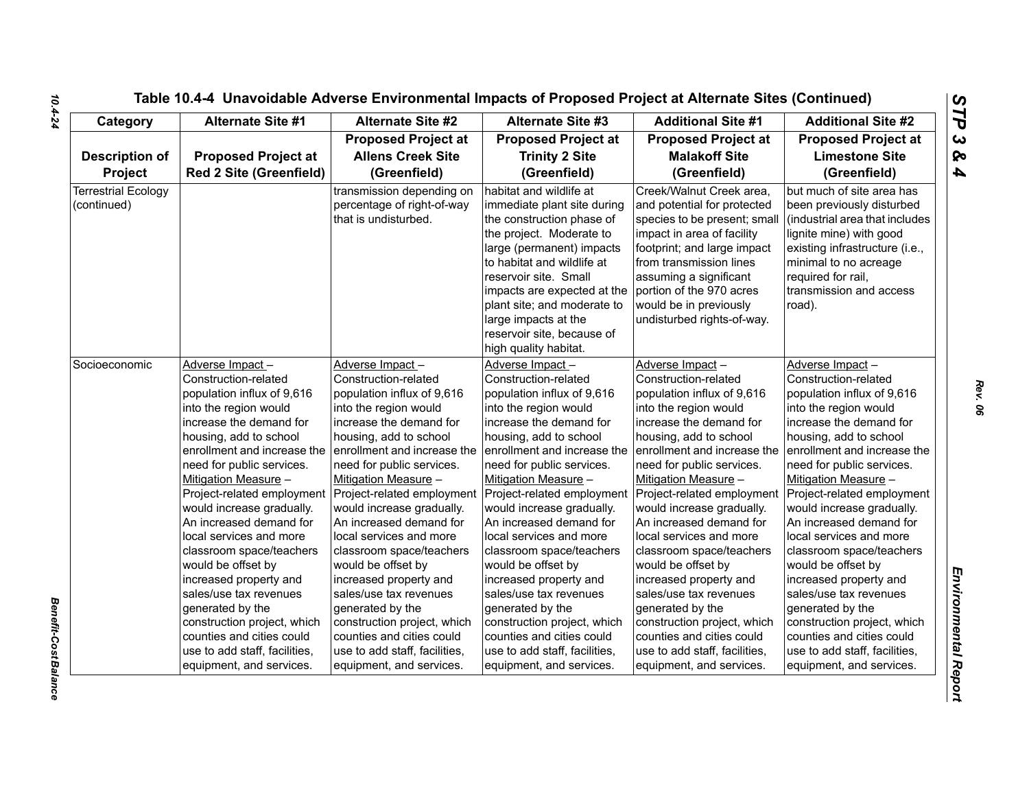# Table 10.4-4 Unavoidable Adverse Environmental Impacts of Proposed Project at Alternate Sites (Continued)

| Category | Alternate Site #1 | Alternate Site #2 | Alternate Site #3 | Additional Site #1 | Additional Site #2 |
|---|---|---|---|---|---|
| **Description of Project** | **Proposed Project at Red 2 Site (Greenfield)** | **Proposed Project at Allens Creek Site (Greenfield)** | **Proposed Project at Trinity 2 Site (Greenfield)** | **Proposed Project at Malakoff Site (Greenfield)** | **Proposed Project at Limestone Site (Greenfield)** |
| Terrestrial Ecology (continued) | | transmission depending on percentage of right-of-way that is undisturbed. | habitat and wildlife at immediate plant site during the construction phase of the project. Moderate to large (permanent) impacts to habitat and wildlife at reservoir site. Small impacts are expected at the plant site; and moderate to large impacts at the reservoir site, because of high quality habitat. | Creek/Walnut Creek area, and potential for protected species to be present; small impact in area of facility footprint; and large impact from transmission lines assuming a significant portion of the 970 acres would be in previously undisturbed rights-of-way. | but much of site area has been previously disturbed (industrial area that includes lignite mine) with good existing infrastructure (i.e., minimal to no acreage required for rail, transmission and access road). |
| Socioeconomic | Adverse Impact – Construction-related population influx of 9,616 into the region would increase the demand for housing, add to school enrollment and increase the need for public services. Mitigation Measure – Project-related employment would increase gradually. An increased demand for local services and more classroom space/teachers would be offset by increased property and sales/use tax revenues generated by the construction project, which counties and cities could use to add staff, facilities, equipment, and services. | Adverse Impact – Construction-related population influx of 9,616 into the region would increase the demand for housing, add to school enrollment and increase the need for public services. Mitigation Measure – Project-related employment would increase gradually. An increased demand for local services and more classroom space/teachers would be offset by increased property and sales/use tax revenues generated by the construction project, which counties and cities could use to add staff, facilities, equipment, and services. | Adverse Impact – Construction-related population influx of 9,616 into the region would increase the demand for housing, add to school enrollment and increase the need for public services. Mitigation Measure – Project-related employment would increase gradually. An increased demand for local services and more classroom space/teachers would be offset by increased property and sales/use tax revenues generated by the construction project, which counties and cities could use to add staff, facilities, equipment, and services. | Adverse Impact – Construction-related population influx of 9,616 into the region would increase the demand for housing, add to school enrollment and increase the need for public services. Mitigation Measure – Project-related employment would increase gradually. An increased demand for local services and more classroom space/teachers would be offset by increased property and sales/use tax revenues generated by the construction project, which counties and cities could use to add staff, facilities, equipment, and services. | Adverse Impact – Construction-related population influx of 9,616 into the region would increase the demand for housing, add to school enrollment and increase the need for public services. Mitigation Measure – Project-related employment would increase gradually. An increased demand for local services and more classroom space/teachers would be offset by increased property and sales/use tax revenues generated by the construction project, which counties and cities could use to add staff, facilities, equipment, and services. |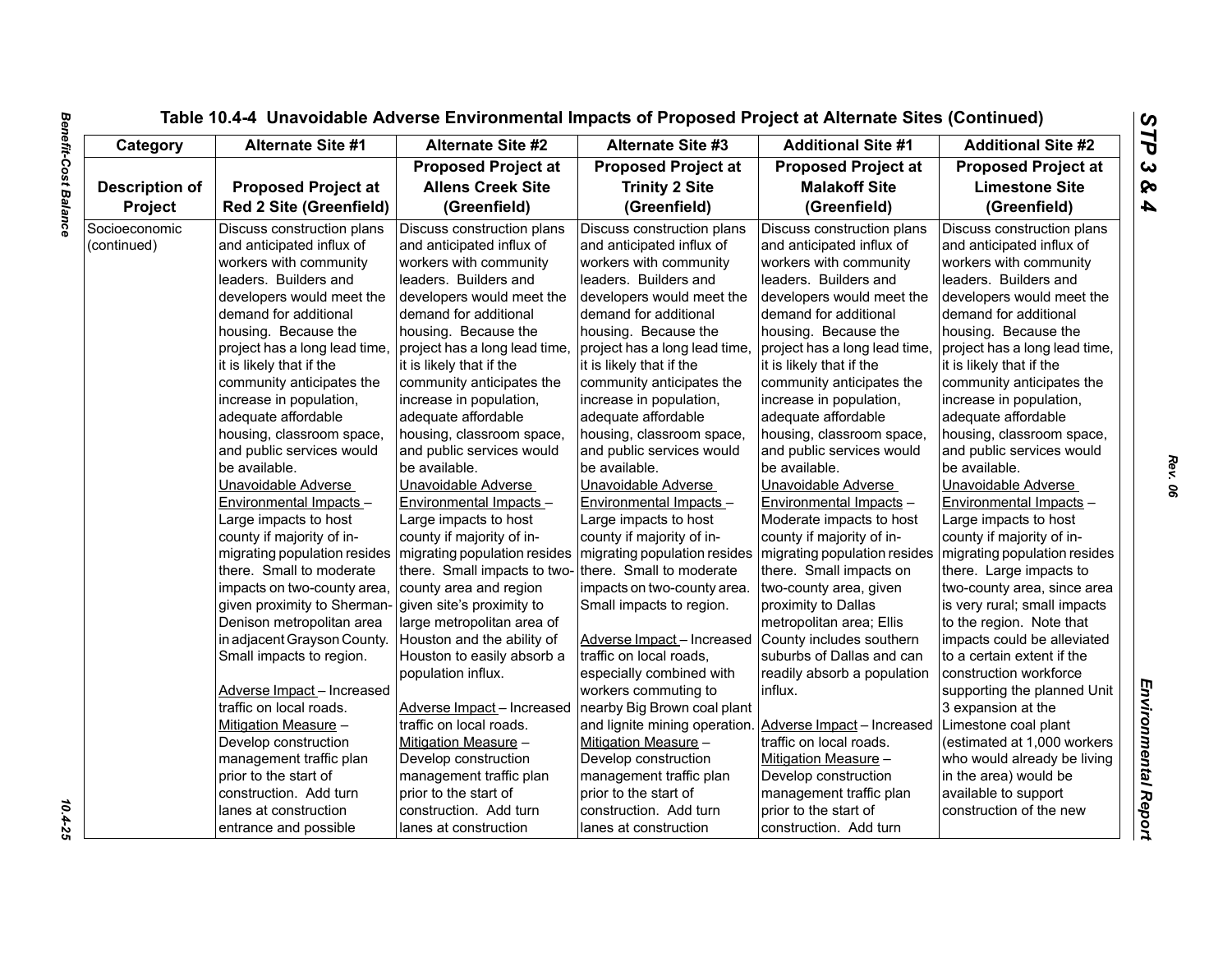# Table 10.4-4 Unavoidable Adverse Environmental Impacts of Proposed Project at Alternate Sites (Continued)

| Category | Alternate Site #1 | Alternate Site #2 | Alternate Site #3 | Additional Site #1 | Additional Site #2 |
|---|---|---|---|---|---|
| **Description of Project** | **Proposed Project at Red 2 Site (Greenfield)** | **Proposed Project at Allens Creek Site (Greenfield)** | **Proposed Project at Trinity 2 Site (Greenfield)** | **Proposed Project at Malakoff Site (Greenfield)** | **Proposed Project at Limestone Site (Greenfield)** |
| Socioeconomic (continued) | Discuss construction plans and anticipated influx of workers with community leaders. Builders and developers would meet the demand for additional housing. Because the project has a long lead time, it is likely that if the community anticipates the increase in population, adequate affordable housing, classroom space, and public services would be available.<br>Unavoidable Adverse Environmental Impacts – Large impacts to host county if majority of in-migrating population resides there. Small to moderate impacts on two-county area, given proximity to Sherman-Denison metropolitan area in adjacent Grayson County. Small impacts to region.<br><br>Adverse Impact – Increased traffic on local roads.<br>Mitigation Measure – Develop construction management traffic plan prior to the start of construction. Add turn lanes at construction entrance and possible | Discuss construction plans and anticipated influx of workers with community leaders. Builders and developers would meet the demand for additional housing. Because the project has a long lead time, it is likely that if the community anticipates the increase in population, adequate affordable housing, classroom space, and public services would be available.<br>Unavoidable Adverse Environmental Impacts – Large impacts to host county if majority of in-migrating population resides there. Small impacts to two-county area and region given site's proximity to large metropolitan area of Houston and the ability of Houston to easily absorb a population influx.<br><br>Adverse Impact – Increased traffic on local roads.<br>Mitigation Measure – Develop construction management traffic plan prior to the start of construction. Add turn lanes at construction | Discuss construction plans and anticipated influx of workers with community leaders. Builders and developers would meet the demand for additional housing. Because the project has a long lead time, it is likely that if the community anticipates the increase in population, adequate affordable housing, classroom space, and public services would be available.<br>Unavoidable Adverse Environmental Impacts – Large impacts to host county if majority of in-migrating population resides there. Small to moderate impacts on two-county area. Small impacts to region.<br><br>Adverse Impact – Increased traffic on local roads, especially combined with workers commuting to nearby Big Brown coal plant and lignite mining operation.<br>Mitigation Measure – Develop construction management traffic plan prior to the start of construction. Add turn lanes at construction | Discuss construction plans and anticipated influx of workers with community leaders. Builders and developers would meet the demand for additional housing. Because the project has a long lead time, it is likely that if the community anticipates the increase in population, adequate affordable housing, classroom space, and public services would be available.<br>Unavoidable Adverse Environmental Impacts – Moderate impacts to host county if majority of in-migrating population resides there. Small impacts on two-county area, given proximity to Dallas metropolitan area; Ellis County includes southern suburbs of Dallas and can readily absorb a population influx.<br><br>Adverse Impact – Increased traffic on local roads.<br>Mitigation Measure – Develop construction management traffic plan prior to the start of construction. Add turn | Discuss construction plans and anticipated influx of workers with community leaders. Builders and developers would meet the demand for additional housing. Because the project has a long lead time, it is likely that if the community anticipates the increase in population, adequate affordable housing, classroom space, and public services would be available.<br>Unavoidable Adverse Environmental Impacts – Large impacts to host county if majority of in-migrating population resides there. Large impacts to two-county area, since area is very rural; small impacts to the region. Note that impacts could be alleviated to a certain extent if the construction workforce supporting the planned Unit 3 expansion at the Limestone coal plant (estimated at 1,000 workers who would already be living in the area) would be available to support construction of the new |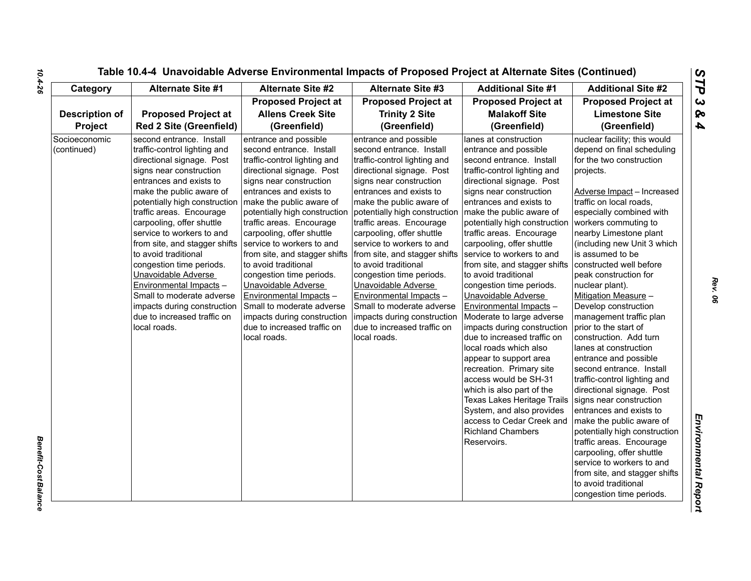Table 10.4-4 Unavoidable Adverse Environmental Impacts of Proposed Project at Alternate Sites (Continued)

| Category | Alternate Site #1 | Alternate Site #2 | Alternate Site #3 | Additional Site #1 | Additional Site #2 |
|---|---|---|---|---|---|
| Description of Project | Proposed Project at Red 2 Site (Greenfield) | Proposed Project at Allens Creek Site (Greenfield) | Proposed Project at Trinity 2 Site (Greenfield) | Proposed Project at Malakoff Site (Greenfield) | Proposed Project at Limestone Site (Greenfield) |
| Socioeconomic (continued) | second entrance. Install traffic-control lighting and directional signage. Post signs near construction entrances and exists to make the public aware of potentially high construction traffic areas. Encourage carpooling, offer shuttle service to workers to and from site, and stagger shifts to avoid traditional congestion time periods. Unavoidable Adverse Environmental Impacts – Small to moderate adverse impacts during construction due to increased traffic on local roads. | entrance and possible second entrance. Install traffic-control lighting and directional signage. Post signs near construction entrances and exists to make the public aware of potentially high construction traffic areas. Encourage carpooling, offer shuttle service to workers to and from site, and stagger shifts to avoid traditional congestion time periods. Unavoidable Adverse Environmental Impacts – Small to moderate adverse impacts during construction due to increased traffic on local roads. | entrance and possible second entrance. Install traffic-control lighting and directional signage. Post signs near construction entrances and exists to make the public aware of potentially high construction traffic areas. Encourage carpooling, offer shuttle service to workers to and from site, and stagger shifts to avoid traditional congestion time periods. Unavoidable Adverse Environmental Impacts – Small to moderate adverse impacts during construction due to increased traffic on local roads. | lanes at construction entrance and possible second entrance. Install traffic-control lighting and directional signage. Post signs near construction entrances and exists to make the public aware of potentially high construction traffic areas. Encourage carpooling, offer shuttle service to workers to and from site, and stagger shifts to avoid traditional congestion time periods. Unavoidable Adverse Environmental Impacts – Moderate to large adverse impacts during construction due to increased traffic on local roads which also appear to support area recreation. Primary site access would be SH-31 which is also part of the Texas Lakes Heritage Trails System, and also provides access to Cedar Creek and Richland Chambers Reservoirs. | nuclear facility; this would depend on final scheduling for the two construction projects.<br><br>Adverse Impact – Increased traffic on local roads, especially combined with workers commuting to nearby Limestone plant (including new Unit 3 which is assumed to be constructed well before peak construction for nuclear plant). Mitigation Measure – Develop construction management traffic plan prior to the start of construction. Add turn lanes at construction entrance and possible second entrance. Install traffic-control lighting and directional signage. Post signs near construction entrances and exists to make the public aware of potentially high construction traffic areas. Encourage carpooling, offer shuttle service to workers to and from site, and stagger shifts to avoid traditional congestion time periods. |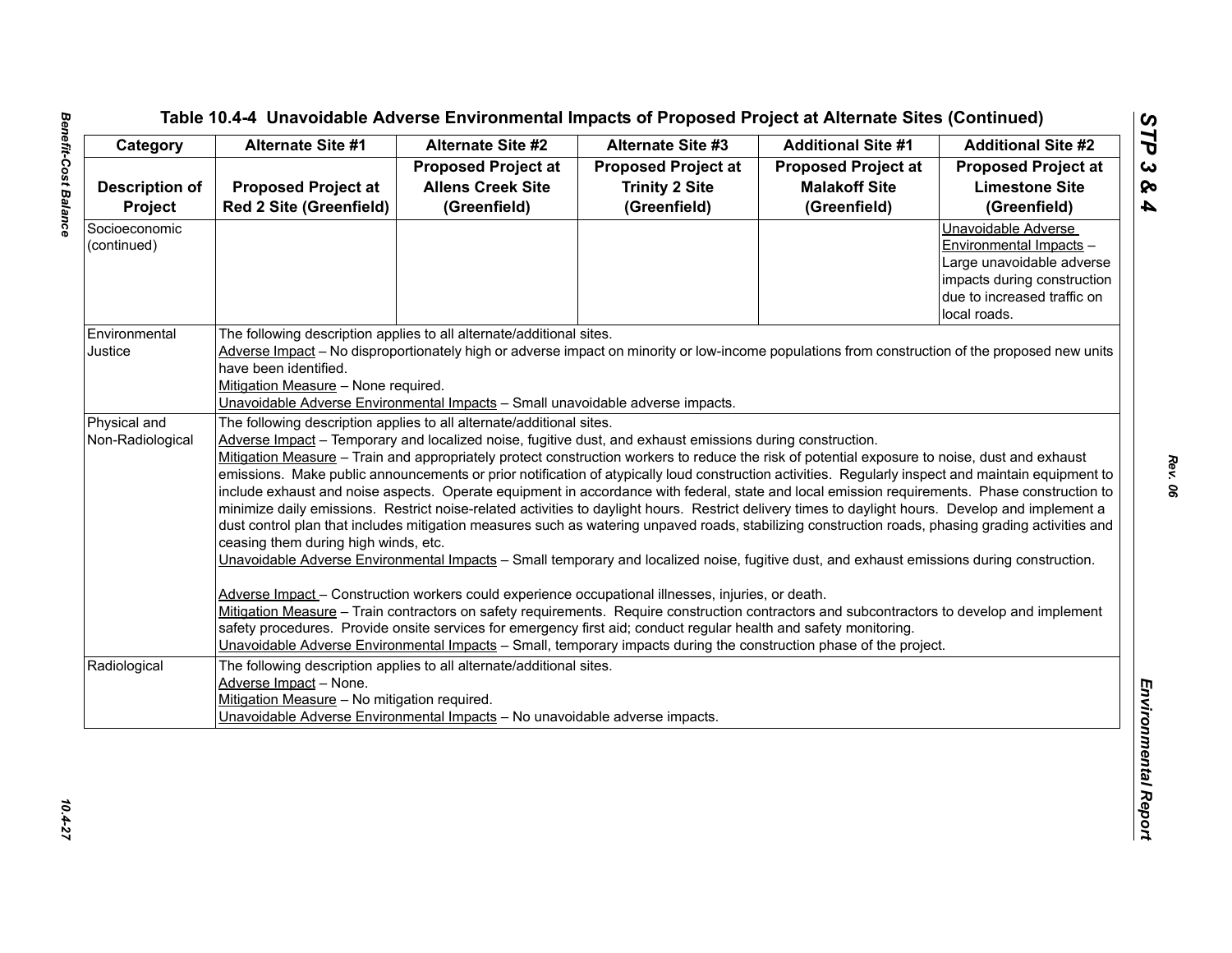## Table 10.4-4 Unavoidable Adverse Environmental Impacts of Proposed Project at Alternate Sites (Continued)

| Category | Alternate Site #1 | Alternate Site #2 | Alternate Site #3 | Additional Site #1 | Additional Site #2 |
|---|---|---|---|---|---|
| Description of Project | Proposed Project at Red 2 Site (Greenfield) | Proposed Project at Allens Creek Site (Greenfield) | Proposed Project at Trinity 2 Site (Greenfield) | Proposed Project at Malakoff Site (Greenfield) | Proposed Project at Limestone Site (Greenfield) |
| Socioeconomic (continued) | | | | | Unavoidable Adverse Environmental Impacts – Large unavoidable adverse impacts during construction due to increased traffic on local roads. |
| Environmental Justice | The following description applies to all alternate/additional sites.<br>Adverse Impact – No disproportionately high or adverse impact on minority or low-income populations from construction of the proposed new units have been identified.<br>Mitigation Measure – None required.<br>Unavoidable Adverse Environmental Impacts – Small unavoidable adverse impacts. | | | | |
| Physical and Non-Radiological | The following description applies to all alternate/additional sites.<br>Adverse Impact – Temporary and localized noise, fugitive dust, and exhaust emissions during construction.<br>Mitigation Measure – Train and appropriately protect construction workers to reduce the risk of potential exposure to noise, dust and exhaust emissions. Make public announcements or prior notification of atypically loud construction activities. Regularly inspect and maintain equipment to include exhaust and noise aspects. Operate equipment in accordance with federal, state and local emission requirements. Phase construction to minimize daily emissions. Restrict noise-related activities to daylight hours. Restrict delivery times to daylight hours. Develop and implement a dust control plan that includes mitigation measures such as watering unpaved roads, stabilizing construction roads, phasing grading activities and ceasing them during high winds, etc.<br>Unavoidable Adverse Environmental Impacts – Small temporary and localized noise, fugitive dust, and exhaust emissions during construction.<br><br>Adverse Impact – Construction workers could experience occupational illnesses, injuries, or death.<br>Mitigation Measure – Train contractors on safety requirements. Require construction contractors and subcontractors to develop and implement safety procedures. Provide onsite services for emergency first aid; conduct regular health and safety monitoring.<br>Unavoidable Adverse Environmental Impacts – Small, temporary impacts during the construction phase of the project. | | | | |
| Radiological | The following description applies to all alternate/additional sites.<br>Adverse Impact – None.<br>Mitigation Measure – No mitigation required.<br>Unavoidable Adverse Environmental Impacts – No unavoidable adverse impacts. | | | | |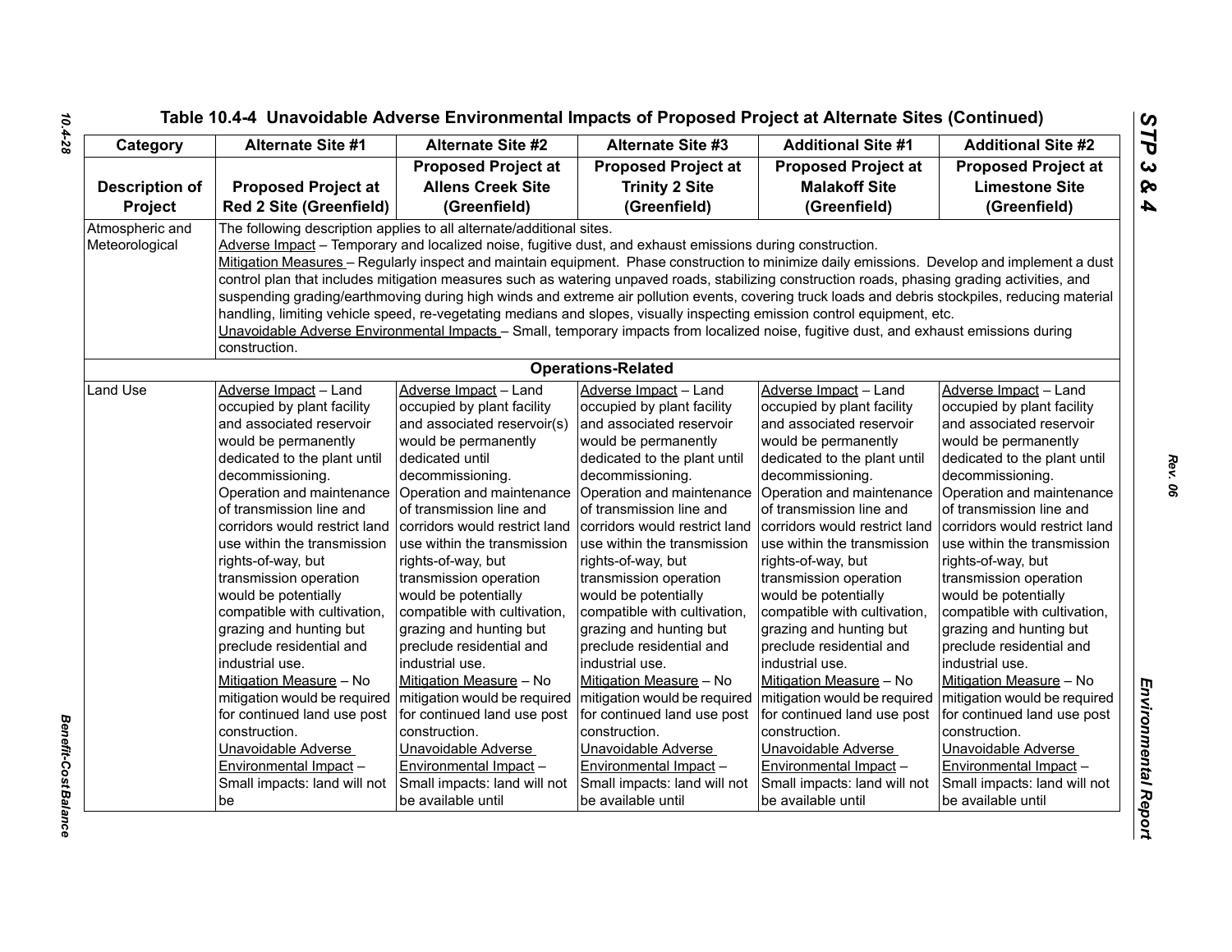# Table 10.4-4 Unavoidable Adverse Environmental Impacts of Proposed Project at Alternate Sites (Continued)

| Category | Alternate Site #1 | Alternate Site #2 | Alternate Site #3 | Additional Site #1 | Additional Site #2 |
|---|---|---|---|---|---|
| **Description of Project** | **Proposed Project at Red 2 Site (Greenfield)** | **Proposed Project at Allens Creek Site (Greenfield)** | **Proposed Project at Trinity 2 Site (Greenfield)** | **Proposed Project at Malakoff Site (Greenfield)** | **Proposed Project at Limestone Site (Greenfield)** |
| Atmospheric and Meteorological | The following description applies to all alternate/additional sites. <br> Adverse Impact – Temporary and localized noise, fugitive dust, and exhaust emissions during construction. <br> Mitigation Measures – Regularly inspect and maintain equipment. Phase construction to minimize daily emissions. Develop and implement a dust control plan that includes mitigation measures such as watering unpaved roads, stabilizing construction roads, phasing grading activities, and suspending grading/earthmoving during high winds and extreme air pollution events, covering truck loads and debris stockpiles, reducing material handling, limiting vehicle speed, re-vegetating medians and slopes, visually inspecting emission control equipment, etc. <br> Unavoidable Adverse Environmental Impacts – Small, temporary impacts from localized noise, fugitive dust, and exhaust emissions during construction. | | | | |
| | | | **Operations-Related** | | |
| Land Use | Adverse Impact – Land occupied by plant facility and associated reservoir would be permanently dedicated to the plant until decommissioning. <br> Operation and maintenance of transmission line and corridors would restrict land use within the transmission rights-of-way, but transmission operation would be potentially compatible with cultivation, grazing and hunting but preclude residential and industrial use. <br> Mitigation Measure – No mitigation would be required for continued land use post construction. <br> Unavoidable Adverse Environmental Impact – Small impacts: land will not be | Adverse Impact – Land occupied by plant facility and associated reservoir(s) would be permanently dedicated until decommissioning. <br> Operation and maintenance of transmission line and corridors would restrict land use within the transmission rights-of-way, but transmission operation would be potentially compatible with cultivation, grazing and hunting but preclude residential and industrial use. <br> Mitigation Measure – No mitigation would be required for continued land use post construction. <br> Unavoidable Adverse Environmental Impact – Small impacts: land will not be available until | Adverse Impact – Land occupied by plant facility and associated reservoir would be permanently dedicated to the plant until decommissioning. <br> Operation and maintenance of transmission line and corridors would restrict land use within the transmission rights-of-way, but transmission operation would be potentially compatible with cultivation, grazing and hunting but preclude residential and industrial use. <br> Mitigation Measure – No mitigation would be required for continued land use post construction. <br> Unavoidable Adverse Environmental Impact – Small impacts: land will not be available until | Adverse Impact – Land occupied by plant facility and associated reservoir would be permanently dedicated to the plant until decommissioning. <br> Operation and maintenance of transmission line and corridors would restrict land use within the transmission rights-of-way, but transmission operation would be potentially compatible with cultivation, grazing and hunting but preclude residential and industrial use. <br> Mitigation Measure – No mitigation would be required for continued land use post construction. <br> Unavoidable Adverse Environmental Impact – Small impacts: land will not be available until | Adverse Impact – Land occupied by plant facility and associated reservoir would be permanently dedicated to the plant until decommissioning. <br> Operation and maintenance of transmission line and corridors would restrict land use within the transmission rights-of-way, but transmission operation would be potentially compatible with cultivation, grazing and hunting but preclude residential and industrial use. <br> Mitigation Measure – No mitigation would be required for continued land use post construction. <br> Unavoidable Adverse Environmental Impact – Small impacts: land will not be available until |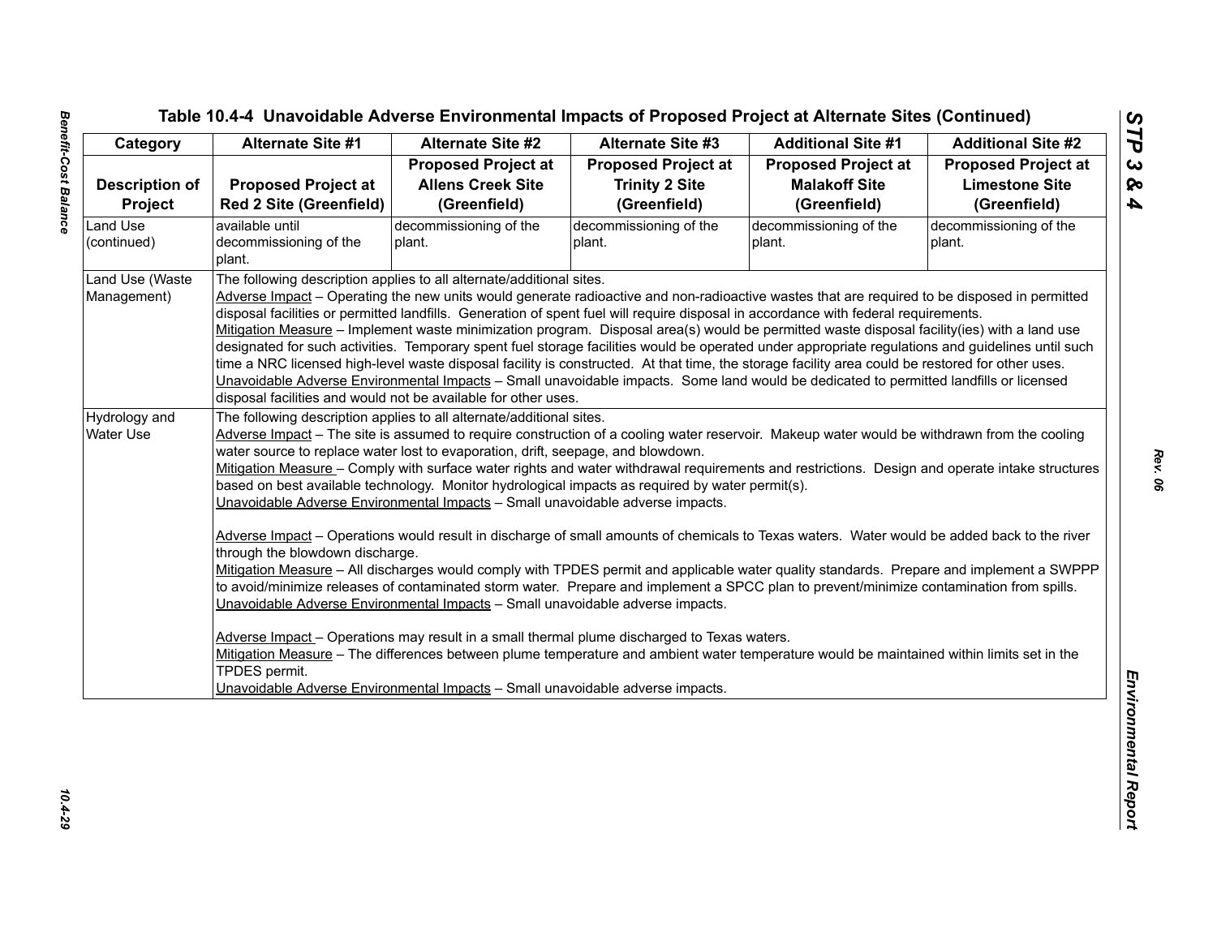Table 10.4-4 Unavoidable Adverse Environmental Impacts of Proposed Project at Alternate Sites (Continued)

| Category | Alternate Site #1 | Alternate Site #2 | Alternate Site #3 | Additional Site #1 | Additional Site #2 |
|---|---|---|---|---|---|
| Description of Project | Proposed Project at Red 2 Site (Greenfield) | Proposed Project at Allens Creek Site (Greenfield) | Proposed Project at Trinity 2 Site (Greenfield) | Proposed Project at Malakoff Site (Greenfield) | Proposed Project at Limestone Site (Greenfield) |
| Land Use (continued) | available until decommissioning of the plant. | decommissioning of the plant. | decommissioning of the plant. | decommissioning of the plant. | decommissioning of the plant. |
| Land Use (Waste Management) | The following description applies to all alternate/additional sites.<br>Adverse Impact – Operating the new units would generate radioactive and non-radioactive wastes that are required to be disposed in permitted disposal facilities or permitted landfills. Generation of spent fuel will require disposal in accordance with federal requirements.<br>Mitigation Measure – Implement waste minimization program. Disposal area(s) would be permitted waste disposal facility(ies) with a land use designated for such activities. Temporary spent fuel storage facilities would be operated under appropriate regulations and guidelines until such time a NRC licensed high-level waste disposal facility is constructed. At that time, the storage facility area could be restored for other uses.<br>Unavoidable Adverse Environmental Impacts – Small unavoidable impacts. Some land would be dedicated to permitted landfills or licensed disposal facilities and would not be available for other uses. | | | | |
| Hydrology and Water Use | The following description applies to all alternate/additional sites.<br>Adverse Impact – The site is assumed to require construction of a cooling water reservoir. Makeup water would be withdrawn from the cooling water source to replace water lost to evaporation, drift, seepage, and blowdown.<br>Mitigation Measure – Comply with surface water rights and water withdrawal requirements and restrictions. Design and operate intake structures based on best available technology. Monitor hydrological impacts as required by water permit(s).<br>Unavoidable Adverse Environmental Impacts – Small unavoidable adverse impacts.<br><br>Adverse Impact – Operations would result in discharge of small amounts of chemicals to Texas waters. Water would be added back to the river through the blowdown discharge.<br>Mitigation Measure – All discharges would comply with TPDES permit and applicable water quality standards. Prepare and implement a SWPPP to avoid/minimize releases of contaminated storm water. Prepare and implement a SPCC plan to prevent/minimize contamination from spills.<br>Unavoidable Adverse Environmental Impacts – Small unavoidable adverse impacts.<br><br>Adverse Impact – Operations may result in a small thermal plume discharged to Texas waters.<br>Mitigation Measure – The differences between plume temperature and ambient water temperature would be maintained within limits set in the TPDES permit.<br>Unavoidable Adverse Environmental Impacts – Small unavoidable adverse impacts. | | | | |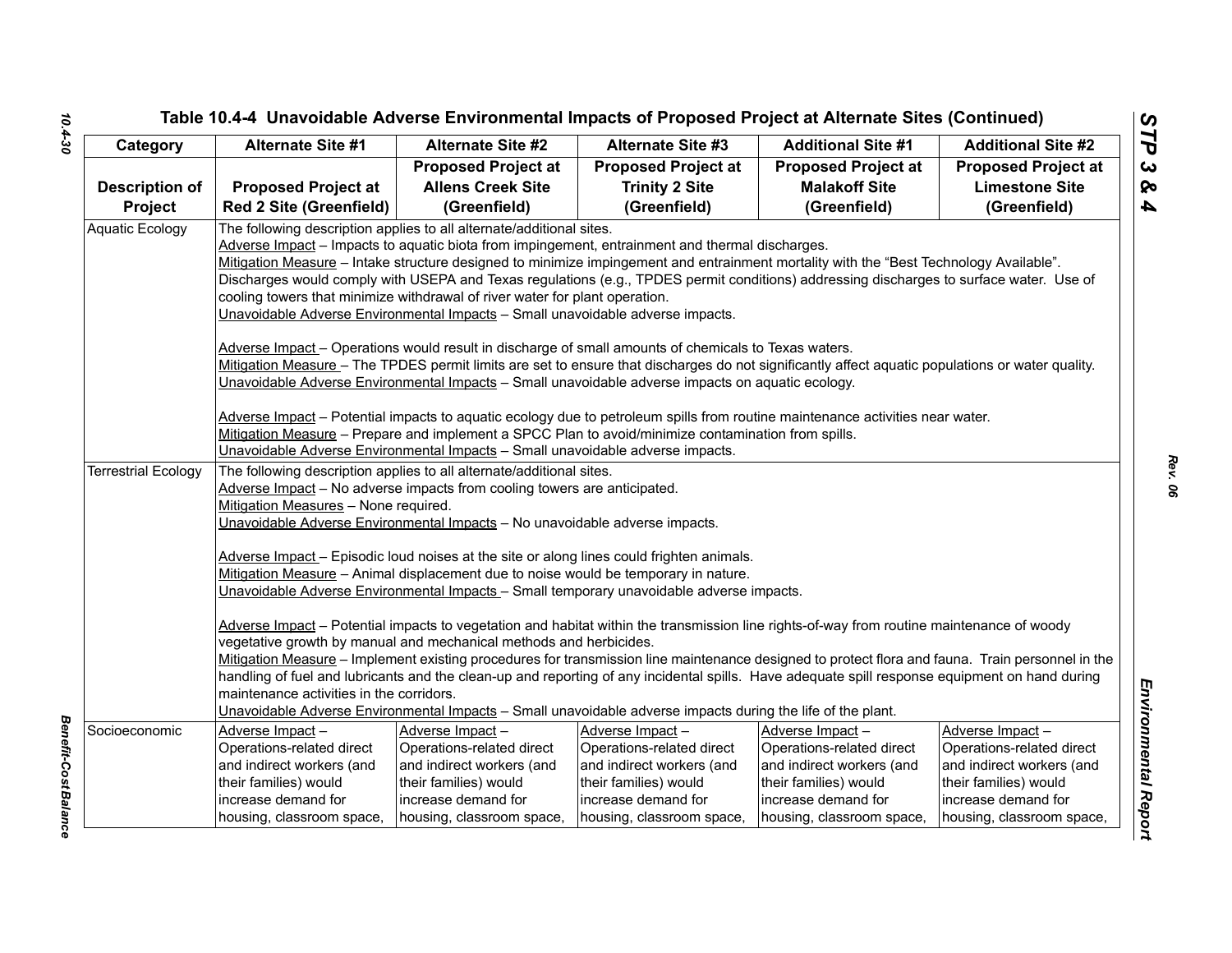# Table 10.4-4 Unavoidable Adverse Environmental Impacts of Proposed Project at Alternate Sites (Continued)

| Category | Alternate Site #1 | Alternate Site #2 | Alternate Site #3 | Additional Site #1 | Additional Site #2 |
|---|---|---|---|---|---|
| Description of Project | Proposed Project at Red 2 Site (Greenfield) | Proposed Project at Allens Creek Site (Greenfield) | Proposed Project at Trinity 2 Site (Greenfield) | Proposed Project at Malakoff Site (Greenfield) | Proposed Project at Limestone Site (Greenfield) |
| Aquatic Ecology | The following description applies to all alternate/additional sites.<br>Adverse Impact – Impacts to aquatic biota from impingement, entrainment and thermal discharges.<br>Mitigation Measure – Intake structure designed to minimize impingement and entrainment mortality with the "Best Technology Available". Discharges would comply with USEPA and Texas regulations (e.g., TPDES permit conditions) addressing discharges to surface water. Use of cooling towers that minimize withdrawal of river water for plant operation.<br>Unavoidable Adverse Environmental Impacts – Small unavoidable adverse impacts.<br><br>Adverse Impact – Operations would result in discharge of small amounts of chemicals to Texas waters.<br>Mitigation Measure – The TPDES permit limits are set to ensure that discharges do not significantly affect aquatic populations or water quality.<br>Unavoidable Adverse Environmental Impacts – Small unavoidable adverse impacts on aquatic ecology.<br><br>Adverse Impact – Potential impacts to aquatic ecology due to petroleum spills from routine maintenance activities near water.<br>Mitigation Measure – Prepare and implement a SPCC Plan to avoid/minimize contamination from spills.<br>Unavoidable Adverse Environmental Impacts – Small unavoidable adverse impacts. | | | | |
| Terrestrial Ecology | The following description applies to all alternate/additional sites.<br>Adverse Impact – No adverse impacts from cooling towers are anticipated.<br>Mitigation Measures – None required.<br>Unavoidable Adverse Environmental Impacts – No unavoidable adverse impacts.<br><br>Adverse Impact – Episodic loud noises at the site or along lines could frighten animals.<br>Mitigation Measure – Animal displacement due to noise would be temporary in nature.<br>Unavoidable Adverse Environmental Impacts – Small temporary unavoidable adverse impacts.<br><br>Adverse Impact – Potential impacts to vegetation and habitat within the transmission line rights-of-way from routine maintenance of woody vegetative growth by manual and mechanical methods and herbicides.<br>Mitigation Measure – Implement existing procedures for transmission line maintenance designed to protect flora and fauna. Train personnel in the handling of fuel and lubricants and the clean-up and reporting of any incidental spills. Have adequate spill response equipment on hand during maintenance activities in the corridors.<br>Unavoidable Adverse Environmental Impacts – Small unavoidable adverse impacts during the life of the plant. | | | | |
| Socioeconomic | Adverse Impact – Operations-related direct and indirect workers (and their families) would increase demand for housing, classroom space, | Adverse Impact – Operations-related direct and indirect workers (and their families) would increase demand for housing, classroom space, | Adverse Impact – Operations-related direct and indirect workers (and their families) would increase demand for housing, classroom space, | Adverse Impact – Operations-related direct and indirect workers (and their families) would increase demand for housing, classroom space, | Adverse Impact – Operations-related direct and indirect workers (and their families) would increase demand for housing, classroom space, |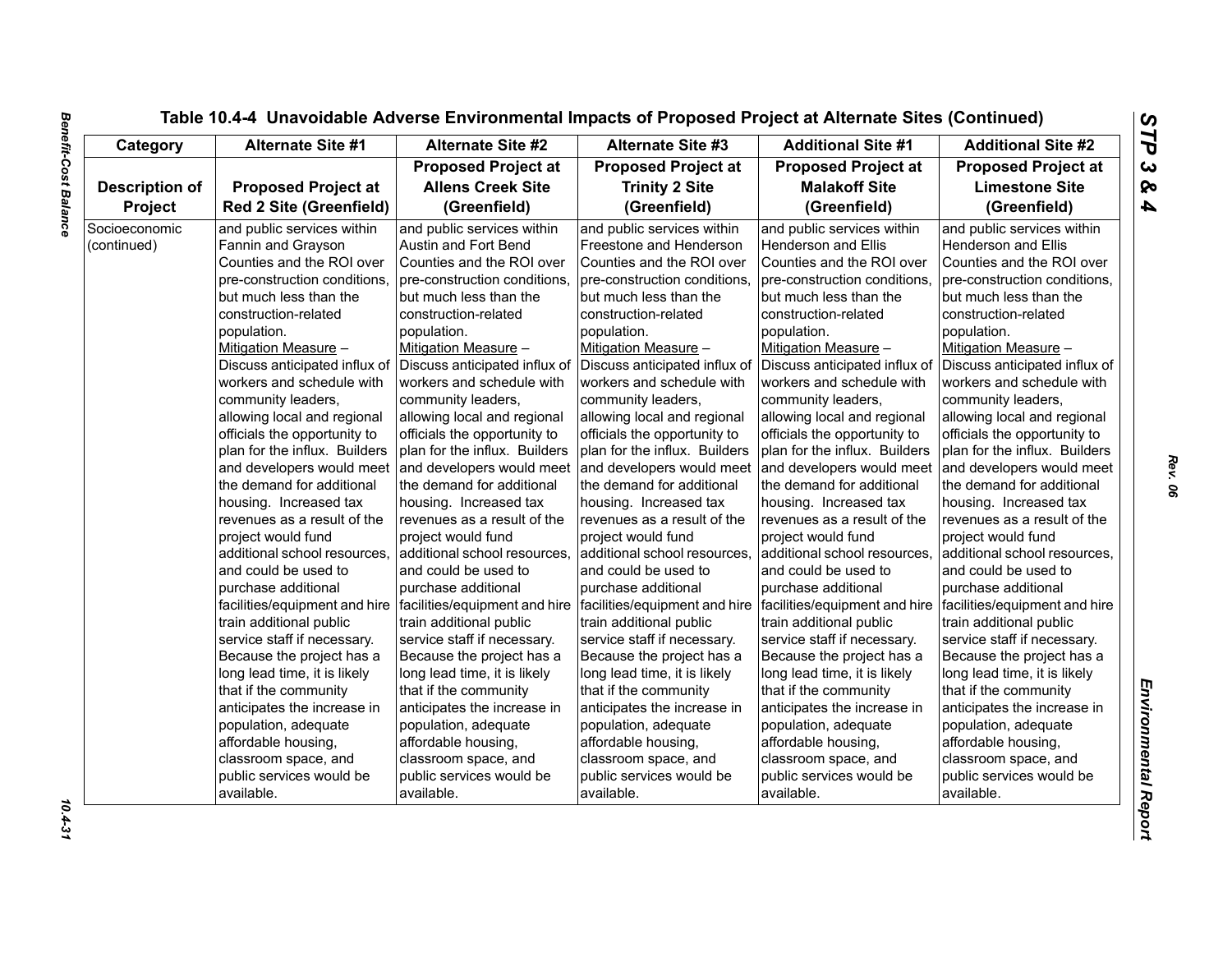Table 10.4-4 Unavoidable Adverse Environmental Impacts of Proposed Project at Alternate Sites (Continued)

| Category | Alternate Site #1 | Alternate Site #2 | Alternate Site #3 | Additional Site #1 | Additional Site #2 |
|---|---|---|---|---|---|
| Description of Project | Proposed Project at Red 2 Site (Greenfield) | Proposed Project at Allens Creek Site (Greenfield) | Proposed Project at Trinity 2 Site (Greenfield) | Proposed Project at Malakoff Site (Greenfield) | Proposed Project at Limestone Site (Greenfield) |
| Socioeconomic (continued) | and public services within Fannin and Grayson Counties and the ROI over pre-construction conditions, but much less than the construction-related population. Mitigation Measure – Discuss anticipated influx of workers and schedule with community leaders, allowing local and regional officials the opportunity to plan for the influx. Builders and developers would meet the demand for additional housing. Increased tax revenues as a result of the project would fund additional school resources, and could be used to purchase additional facilities/equipment and hire train additional public service staff if necessary. Because the project has a long lead time, it is likely that if the community anticipates the increase in population, adequate affordable housing, classroom space, and public services would be available. | and public services within Austin and Fort Bend Counties and the ROI over pre-construction conditions, but much less than the construction-related population. Mitigation Measure – Discuss anticipated influx of workers and schedule with community leaders, allowing local and regional officials the opportunity to plan for the influx. Builders and developers would meet the demand for additional housing. Increased tax revenues as a result of the project would fund additional school resources, and could be used to purchase additional facilities/equipment and hire train additional public service staff if necessary. Because the project has a long lead time, it is likely that if the community anticipates the increase in population, adequate affordable housing, classroom space, and public services would be available. | and public services within Freestone and Henderson Counties and the ROI over pre-construction conditions, but much less than the construction-related population. Mitigation Measure – Discuss anticipated influx of workers and schedule with community leaders, allowing local and regional officials the opportunity to plan for the influx. Builders and developers would meet the demand for additional housing. Increased tax revenues as a result of the project would fund additional school resources, and could be used to purchase additional facilities/equipment and hire train additional public service staff if necessary. Because the project has a long lead time, it is likely that if the community anticipates the increase in population, adequate affordable housing, classroom space, and public services would be available. | and public services within Henderson and Ellis Counties and the ROI over pre-construction conditions, but much less than the construction-related population. Mitigation Measure – Discuss anticipated influx of workers and schedule with community leaders, allowing local and regional officials the opportunity to plan for the influx. Builders and developers would meet the demand for additional housing. Increased tax revenues as a result of the project would fund additional school resources, and could be used to purchase additional facilities/equipment and hire train additional public service staff if necessary. Because the project has a long lead time, it is likely that if the community anticipates the increase in population, adequate affordable housing, classroom space, and public services would be available. | and public services within Henderson and Ellis Counties and the ROI over pre-construction conditions, but much less than the construction-related population. Mitigation Measure – Discuss anticipated influx of workers and schedule with community leaders, allowing local and regional officials the opportunity to plan for the influx. Builders and developers would meet the demand for additional housing. Increased tax revenues as a result of the project would fund additional school resources, and could be used to purchase additional facilities/equipment and hire train additional public service staff if necessary. Because the project has a long lead time, it is likely that if the community anticipates the increase in population, adequate affordable housing, classroom space, and public services would be available. |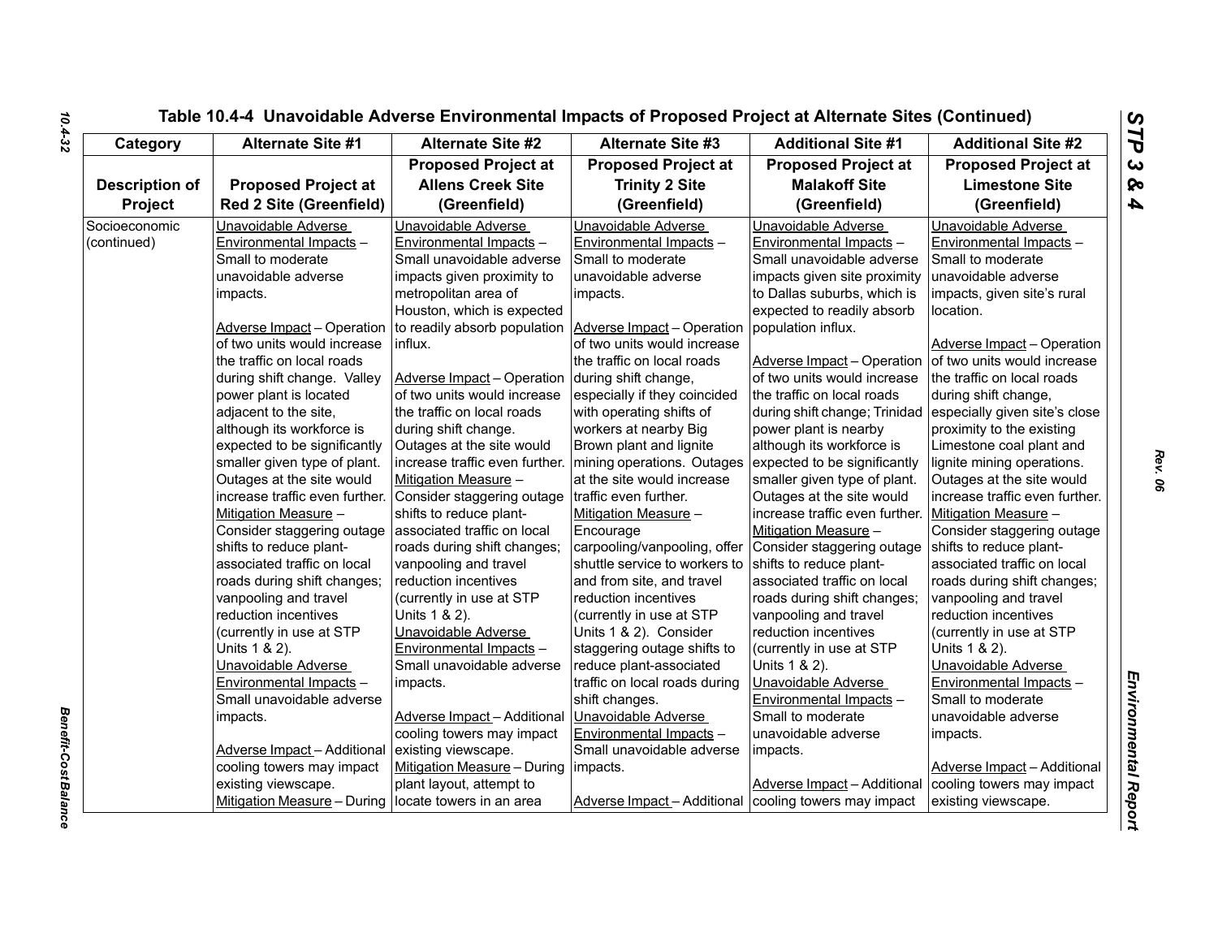# Table 10.4-4 Unavoidable Adverse Environmental Impacts of Proposed Project at Alternate Sites (Continued)

| Category | Alternate Site #1 | Alternate Site #2 | Alternate Site #3 | Additional Site #1 | Additional Site #2 |
|---|---|---|---|---|---|
| Description of Project | Proposed Project at Red 2 Site (Greenfield) | Proposed Project at Allens Creek Site (Greenfield) | Proposed Project at Trinity 2 Site (Greenfield) | Proposed Project at Malakoff Site (Greenfield) | Proposed Project at Limestone Site (Greenfield) |
| Socioeconomic (continued) | Unavoidable Adverse Environmental Impacts – Small to moderate unavoidable adverse impacts.<br><br>Adverse Impact – Operation of two units would increase the traffic on local roads during shift change. Valley power plant is located adjacent to the site, although its workforce is expected to be significantly smaller given type of plant. Outages at the site would increase traffic even further.<br>Mitigation Measure – Consider staggering outage shifts to reduce plant-associated traffic on local roads during shift changes; vanpooling and travel reduction incentives (currently in use at STP Units 1 & 2).<br>Unavoidable Adverse Environmental Impacts – Small unavoidable adverse impacts.<br><br>Adverse Impact – Additional cooling towers may impact existing viewscape.<br>Mitigation Measure – During | Unavoidable Adverse Environmental Impacts – Small unavoidable adverse impacts given proximity to metropolitan area of Houston, which is expected to readily absorb population influx.<br><br>Adverse Impact – Operation of two units would increase the traffic on local roads during shift change. Outages at the site would increase traffic even further.<br>Mitigation Measure – Consider staggering outage shifts to reduce plant-associated traffic on local roads during shift changes; vanpooling and travel reduction incentives (currently in use at STP Units 1 & 2).<br>Unavoidable Adverse Environmental Impacts – Small unavoidable adverse impacts.<br><br>Adverse Impact – Additional cooling towers may impact existing viewscape.<br>Mitigation Measure – During plant layout, attempt to locate towers in an area | Unavoidable Adverse Environmental Impacts – Small to moderate unavoidable adverse impacts.<br><br>Adverse Impact – Operation of two units would increase the traffic on local roads during shift change, especially if they coincided with operating shifts of workers at nearby Big Brown plant and lignite mining operations. Outages at the site would increase traffic even further.<br>Mitigation Measure – Encourage carpooling/vanpooling, offer shuttle service to workers to and from site, and travel reduction incentives (currently in use at STP Units 1 & 2). Consider staggering outage shifts to reduce plant-associated traffic on local roads during shift changes.<br>Unavoidable Adverse Environmental Impacts – Small unavoidable adverse impacts.<br><br>Adverse Impact – Additional | Unavoidable Adverse Environmental Impacts – Small unavoidable adverse impacts given site proximity to Dallas suburbs, which is expected to readily absorb population influx.<br><br>Adverse Impact – Operation of two units would increase the traffic on local roads during shift change; Trinidad power plant is nearby although its workforce is expected to be significantly smaller given type of plant. Outages at the site would increase traffic even further.<br>Mitigation Measure – Consider staggering outage shifts to reduce plant-associated traffic on local roads during shift changes; vanpooling and travel reduction incentives (currently in use at STP Units 1 & 2).<br>Unavoidable Adverse Environmental Impacts – Small to moderate unavoidable adverse impacts.<br><br>Adverse Impact – Additional cooling towers may impact | Unavoidable Adverse Environmental Impacts – Small to moderate unavoidable adverse impacts, given site's rural location.<br><br>Adverse Impact – Operation of two units would increase the traffic on local roads during shift change, especially given site's close proximity to the existing Limestone coal plant and lignite mining operations. Outages at the site would increase traffic even further.<br>Mitigation Measure – Consider staggering outage shifts to reduce plant-associated traffic on local roads during shift changes; vanpooling and travel reduction incentives (currently in use at STP Units 1 & 2).<br>Unavoidable Adverse Environmental Impacts – Small to moderate unavoidable adverse impacts.<br><br>Adverse Impact – Additional cooling towers may impact existing viewscape. |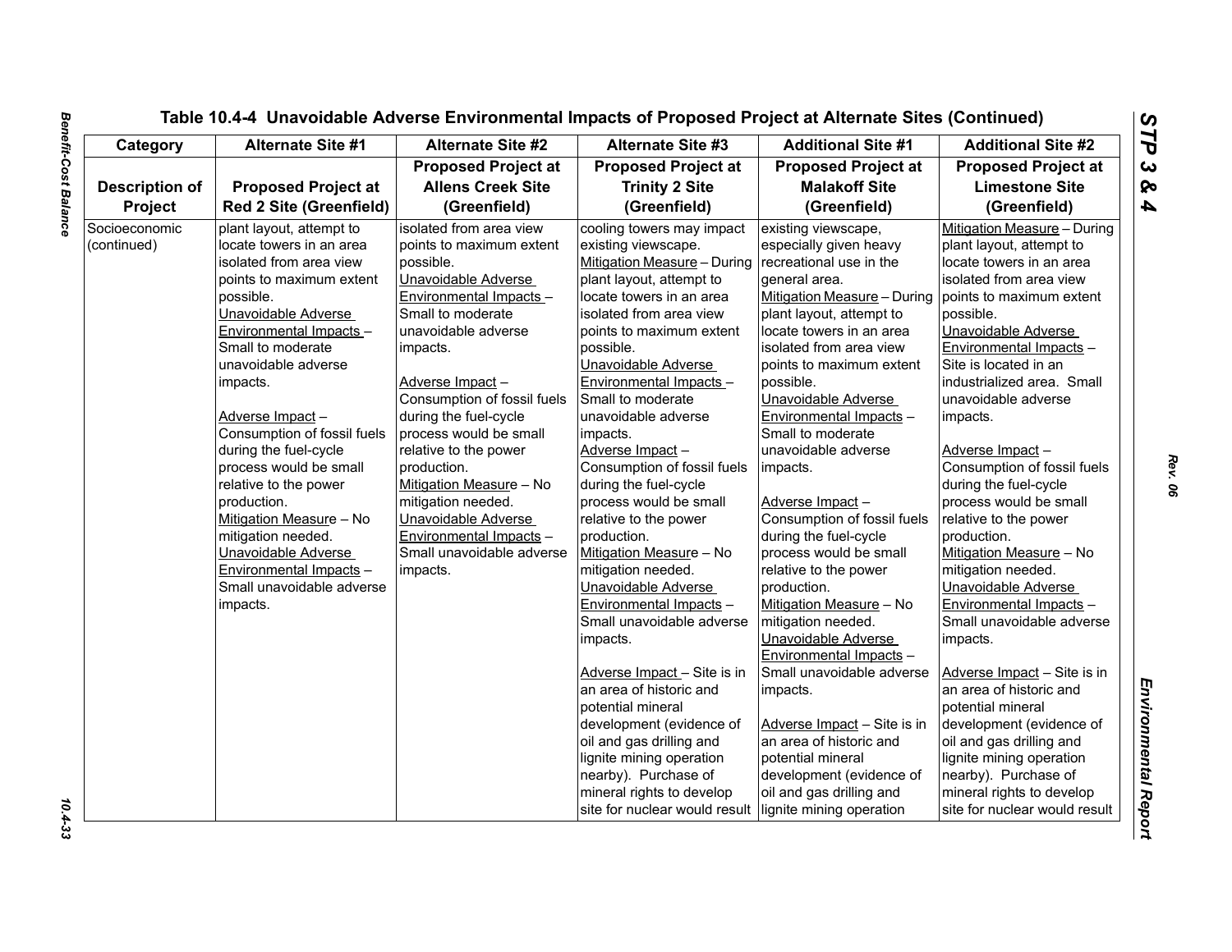# Table 10.4-4 Unavoidable Adverse Environmental Impacts of Proposed Project at Alternate Sites (Continued)

| Category | Alternate Site #1 | Alternate Site #2 | Alternate Site #3 | Additional Site #1 | Additional Site #2 |
|---|---|---|---|---|---|
| **Description of Project** | **Proposed Project at Red 2 Site (Greenfield)** | **Proposed Project at Allens Creek Site (Greenfield)** | **Proposed Project at Trinity 2 Site (Greenfield)** | **Proposed Project at Malakoff Site (Greenfield)** | **Proposed Project at Limestone Site (Greenfield)** |
| Socioeconomic (continued) | plant layout, attempt to locate towers in an area isolated from area view points to maximum extent possible.<br>Unavoidable Adverse Environmental Impacts – Small to moderate unavoidable adverse impacts.<br><br>Adverse Impact – Consumption of fossil fuels during the fuel-cycle process would be small relative to the power production.<br>Mitigation Measure – No mitigation needed.<br>Unavoidable Adverse Environmental Impacts – Small unavoidable adverse impacts. | isolated from area view points to maximum extent possible.<br>Unavoidable Adverse Environmental Impacts – Small to moderate unavoidable adverse impacts.<br><br>Adverse Impact – Consumption of fossil fuels during the fuel-cycle process would be small relative to the power production.<br>Mitigation Measure – No mitigation needed.<br>Unavoidable Adverse Environmental Impacts – Small unavoidable adverse impacts. | cooling towers may impact existing viewscape.<br>Mitigation Measure – During plant layout, attempt to locate towers in an area isolated from area view points to maximum extent possible.<br>Unavoidable Adverse Environmental Impacts – Small to moderate unavoidable adverse impacts.<br>Adverse Impact – Consumption of fossil fuels during the fuel-cycle process would be small relative to the power production.<br>Mitigation Measure – No mitigation needed.<br>Unavoidable Adverse Environmental Impacts – Small unavoidable adverse impacts.<br><br>Adverse Impact – Site is in an area of historic and potential mineral development (evidence of oil and gas drilling and lignite mining operation nearby). Purchase of mineral rights to develop site for nuclear would result | existing viewscape, especially given heavy recreational use in the general area.<br>Mitigation Measure – During plant layout, attempt to locate towers in an area isolated from area view points to maximum extent possible.<br>Unavoidable Adverse Environmental Impacts – Small to moderate unavoidable adverse impacts.<br><br>Adverse Impact – Consumption of fossil fuels during the fuel-cycle process would be small relative to the power production.<br>Mitigation Measure – No mitigation needed.<br>Unavoidable Adverse Environmental Impacts – Small unavoidable adverse impacts.<br><br>Adverse Impact – Site is in an area of historic and potential mineral development (evidence of oil and gas drilling and lignite mining operation | Mitigation Measure – During plant layout, attempt to locate towers in an area isolated from area view points to maximum extent possible.<br>Unavoidable Adverse Environmental Impacts – Site is located in an industrialized area. Small unavoidable adverse impacts.<br><br>Adverse Impact – Consumption of fossil fuels during the fuel-cycle process would be small relative to the power production.<br>Mitigation Measure – No mitigation needed.<br>Unavoidable Adverse Environmental Impacts – Small unavoidable adverse impacts.<br><br>Adverse Impact – Site is in an area of historic and potential mineral development (evidence of oil and gas drilling and lignite mining operation nearby). Purchase of mineral rights to develop site for nuclear would result |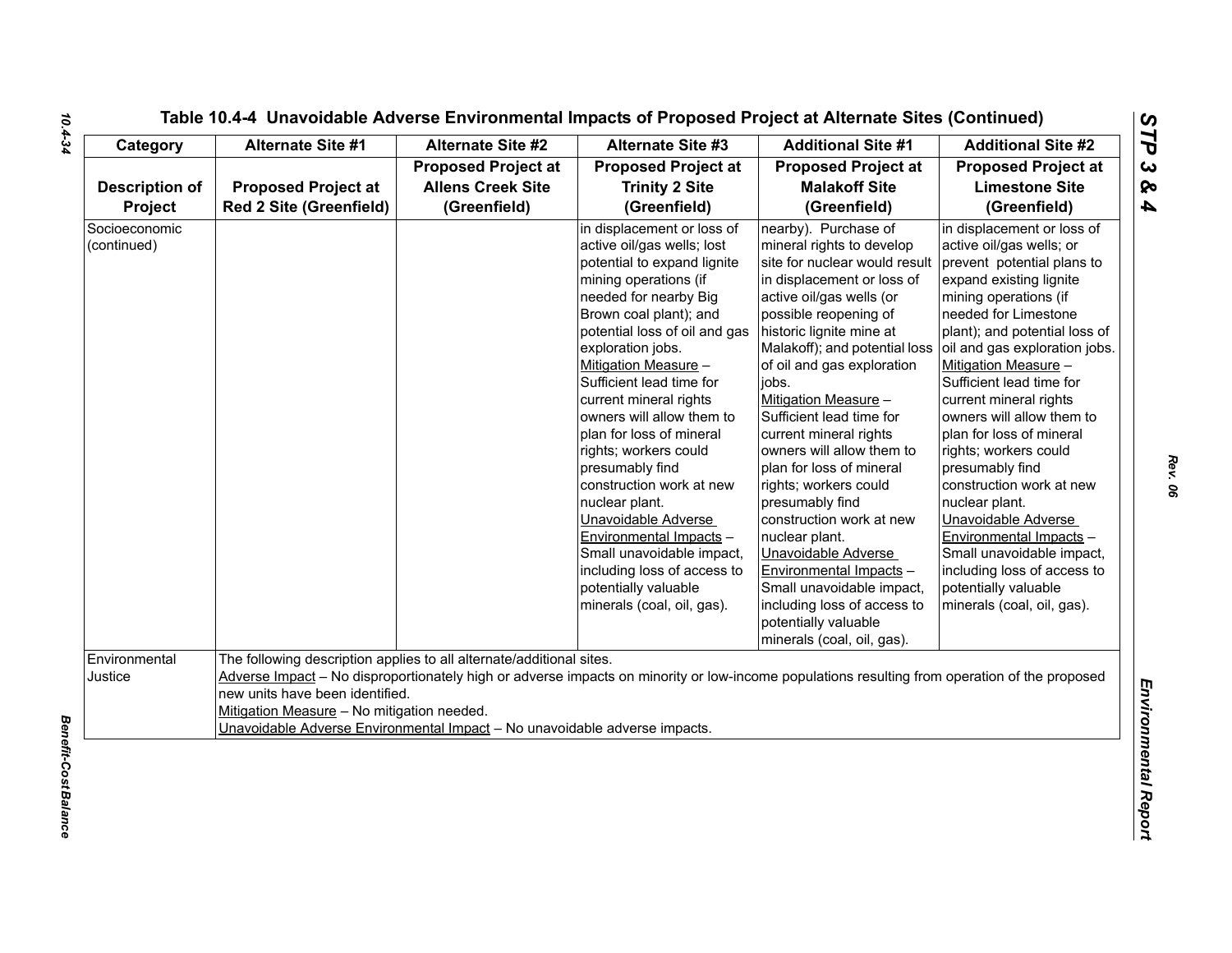## Table 10.4-4 Unavoidable Adverse Environmental Impacts of Proposed Project at Alternate Sites (Continued)

| Category | Alternate Site #1 | Alternate Site #2 | Alternate Site #3 | Additional Site #1 | Additional Site #2 |
|---|---|---|---|---|---|
| **Description of Project** | **Proposed Project at Red 2 Site (Greenfield)** | **Proposed Project at Allens Creek Site (Greenfield)** | **Proposed Project at Trinity 2 Site (Greenfield)** | **Proposed Project at Malakoff Site (Greenfield)** | **Proposed Project at Limestone Site (Greenfield)** |
| Socioeconomic (continued) | | | in displacement or loss of active oil/gas wells; lost potential to expand lignite mining operations (if needed for nearby Big Brown coal plant); and potential loss of oil and gas exploration jobs. <u>Mitigation Measure</u> – Sufficient lead time for current mineral rights owners will allow them to plan for loss of mineral rights; workers could presumably find construction work at new nuclear plant. <u>Unavoidable Adverse Environmental Impacts</u> – Small unavoidable impact, including loss of access to potentially valuable minerals (coal, oil, gas). | nearby). Purchase of mineral rights to develop site for nuclear would result in displacement or loss of active oil/gas wells (or possible reopening of historic lignite mine at Malakoff); and potential loss of oil and gas exploration jobs. <u>Mitigation Measure</u> – Sufficient lead time for current mineral rights owners will allow them to plan for loss of mineral rights; workers could presumably find construction work at new nuclear plant. <u>Unavoidable Adverse Environmental Impacts</u> – Small unavoidable impact, including loss of access to potentially valuable minerals (coal, oil, gas). | in displacement or loss of active oil/gas wells; or prevent potential plans to expand existing lignite mining operations (if needed for Limestone plant); and potential loss of oil and gas exploration jobs. <u>Mitigation Measure</u> – Sufficient lead time for current mineral rights owners will allow them to plan for loss of mineral rights; workers could presumably find construction work at new nuclear plant. <u>Unavoidable Adverse Environmental Impacts</u> – Small unavoidable impact, including loss of access to potentially valuable minerals (coal, oil, gas). |
| Environmental Justice | The following description applies to all alternate/additional sites. <u>Adverse Impact</u> – No disproportionately high or adverse impacts on minority or low-income populations resulting from operation of the proposed new units have been identified. <u>Mitigation Measure</u> – No mitigation needed. <u>Unavoidable Adverse Environmental Impact</u> – No unavoidable adverse impacts. | | | | |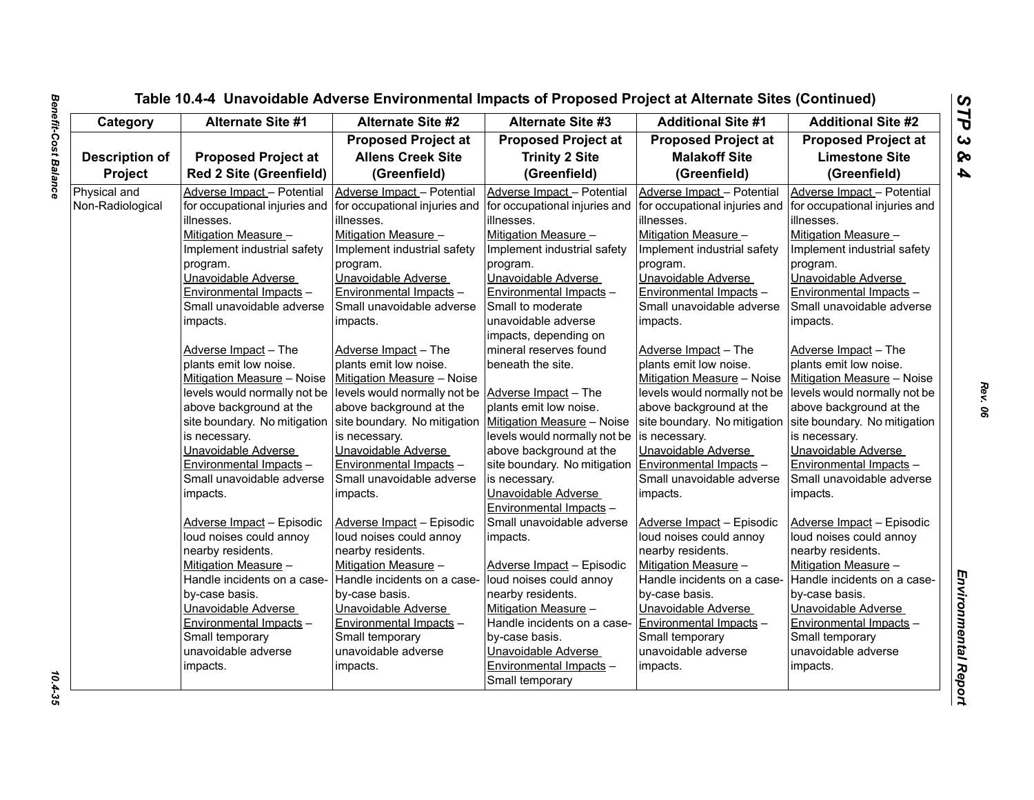## Table 10.4-4 Unavoidable Adverse Environmental Impacts of Proposed Project at Alternate Sites (Continued)

| Category | Alternate Site #1 | Alternate Site #2 | Alternate Site #3 | Additional Site #1 | Additional Site #2 |
|---|---|---|---|---|---|
| **Description of Project** | **Proposed Project at Red 2 Site (Greenfield)** | **Proposed Project at Allens Creek Site (Greenfield)** | **Proposed Project at Trinity 2 Site (Greenfield)** | **Proposed Project at Malakoff Site (Greenfield)** | **Proposed Project at Limestone Site (Greenfield)** |
| Physical and Non-Radiological | Adverse Impact – Potential for occupational injuries and illnesses. Mitigation Measure – Implement industrial safety program. Unavoidable Adverse Environmental Impacts – Small unavoidable adverse impacts. <br><br> Adverse Impact – The plants emit low noise. Mitigation Measure – Noise levels would normally not be above background at the site boundary. No mitigation is necessary. Unavoidable Adverse Environmental Impacts – Small unavoidable adverse impacts. <br><br> Adverse Impact – Episodic loud noises could annoy nearby residents. Mitigation Measure – Handle incidents on a case-by-case basis. Unavoidable Adverse Environmental Impacts – Small temporary unavoidable adverse impacts. | Adverse Impact – Potential for occupational injuries and illnesses. Mitigation Measure – Implement industrial safety program. Unavoidable Adverse Environmental Impacts – Small unavoidable adverse impacts. <br><br> Adverse Impact – The plants emit low noise. Mitigation Measure – Noise levels would normally not be above background at the site boundary. No mitigation is necessary. Unavoidable Adverse Environmental Impacts – Small unavoidable adverse impacts. <br><br> Adverse Impact – Episodic loud noises could annoy nearby residents. Mitigation Measure – Handle incidents on a case-by-case basis. Unavoidable Adverse Environmental Impacts – Small temporary unavoidable adverse impacts. | Adverse Impact – Potential for occupational injuries and illnesses. Mitigation Measure – Implement industrial safety program. Unavoidable Adverse Environmental Impacts – Small to moderate unavoidable adverse impacts, depending on mineral reserves found beneath the site. <br><br> Adverse Impact – The plants emit low noise. Mitigation Measure – Noise levels would normally not be above background at the site boundary. No mitigation is necessary. Unavoidable Adverse Environmental Impacts – Small unavoidable adverse impacts. <br><br> Adverse Impact – Episodic loud noises could annoy nearby residents. Mitigation Measure – Handle incidents on a case-by-case basis. Unavoidable Adverse Environmental Impacts – Small temporary | Adverse Impact – Potential for occupational injuries and illnesses. Mitigation Measure – Implement industrial safety program. Unavoidable Adverse Environmental Impacts – Small unavoidable adverse impacts. <br><br> Adverse Impact – The plants emit low noise. Mitigation Measure – Noise levels would normally not be above background at the site boundary. No mitigation is necessary. Unavoidable Adverse Environmental Impacts – Small unavoidable adverse impacts. <br><br> Adverse Impact – Episodic loud noises could annoy nearby residents. Mitigation Measure – Handle incidents on a case-by-case basis. Unavoidable Adverse Environmental Impacts – Small temporary unavoidable adverse impacts. | Adverse Impact – Potential for occupational injuries and illnesses. Mitigation Measure – Implement industrial safety program. Unavoidable Adverse Environmental Impacts – Small unavoidable adverse impacts. <br><br> Adverse Impact – The plants emit low noise. Mitigation Measure – Noise levels would normally not be above background at the site boundary. No mitigation is necessary. Unavoidable Adverse Environmental Impacts – Small unavoidable adverse impacts. <br><br> Adverse Impact – Episodic loud noises could annoy nearby residents. Mitigation Measure – Handle incidents on a case-by-case basis. Unavoidable Adverse Environmental Impacts – Small temporary unavoidable adverse impacts. |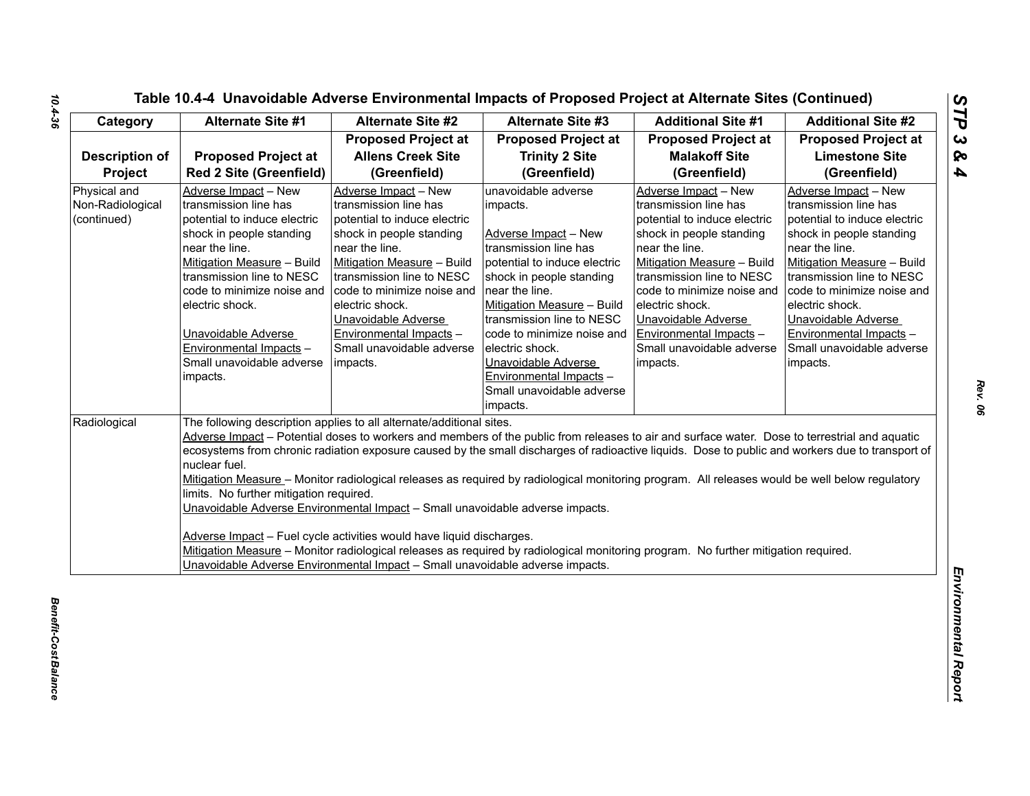# Table 10.4-4 Unavoidable Adverse Environmental Impacts of Proposed Project at Alternate Sites (Continued)

| Category | Alternate Site #1 | Alternate Site #2 | Alternate Site #3 | Additional Site #1 | Additional Site #2 |
|---|---|---|---|---|---|
| **Description of Project** | **Proposed Project at Red 2 Site (Greenfield)** | **Proposed Project at Allens Creek Site (Greenfield)** | **Proposed Project at Trinity 2 Site (Greenfield)** | **Proposed Project at Malakoff Site (Greenfield)** | **Proposed Project at Limestone Site (Greenfield)** |
| Physical and Non-Radiological (continued) | Adverse Impact – New transmission line has potential to induce electric shock in people standing near the line.<br>Mitigation Measure – Build transmission line to NESC code to minimize noise and electric shock.<br><br>Unavoidable Adverse Environmental Impacts – Small unavoidable adverse impacts. | Adverse Impact – New transmission line has potential to induce electric shock in people standing near the line.<br>Mitigation Measure – Build transmission line to NESC code to minimize noise and electric shock.<br>Unavoidable Adverse Environmental Impacts – Small unavoidable adverse impacts. | unavoidable adverse impacts.<br><br>Adverse Impact – New transmission line has potential to induce electric shock in people standing near the line.<br>Mitigation Measure – Build transmission line to NESC code to minimize noise and electric shock.<br>Unavoidable Adverse Environmental Impacts – Small unavoidable adverse impacts. | Adverse Impact – New transmission line has potential to induce electric shock in people standing near the line.<br>Mitigation Measure – Build transmission line to NESC code to minimize noise and electric shock.<br>Unavoidable Adverse Environmental Impacts – Small unavoidable adverse impacts. | Adverse Impact – New transmission line has potential to induce electric shock in people standing near the line.<br>Mitigation Measure – Build transmission line to NESC code to minimize noise and electric shock.<br>Unavoidable Adverse Environmental Impacts – Small unavoidable adverse impacts. |
| Radiological | The following description applies to all alternate/additional sites.<br>Adverse Impact – Potential doses to workers and members of the public from releases to air and surface water. Dose to terrestrial and aquatic ecosystems from chronic radiation exposure caused by the small discharges of radioactive liquids. Dose to public and workers due to transport of nuclear fuel.<br>Mitigation Measure – Monitor radiological releases as required by radiological monitoring program. All releases would be well below regulatory limits. No further mitigation required.<br>Unavoidable Adverse Environmental Impact – Small unavoidable adverse impacts.<br><br>Adverse Impact – Fuel cycle activities would have liquid discharges.<br>Mitigation Measure – Monitor radiological releases as required by radiological monitoring program. No further mitigation required.<br>Unavoidable Adverse Environmental Impact – Small unavoidable adverse impacts. | | | | |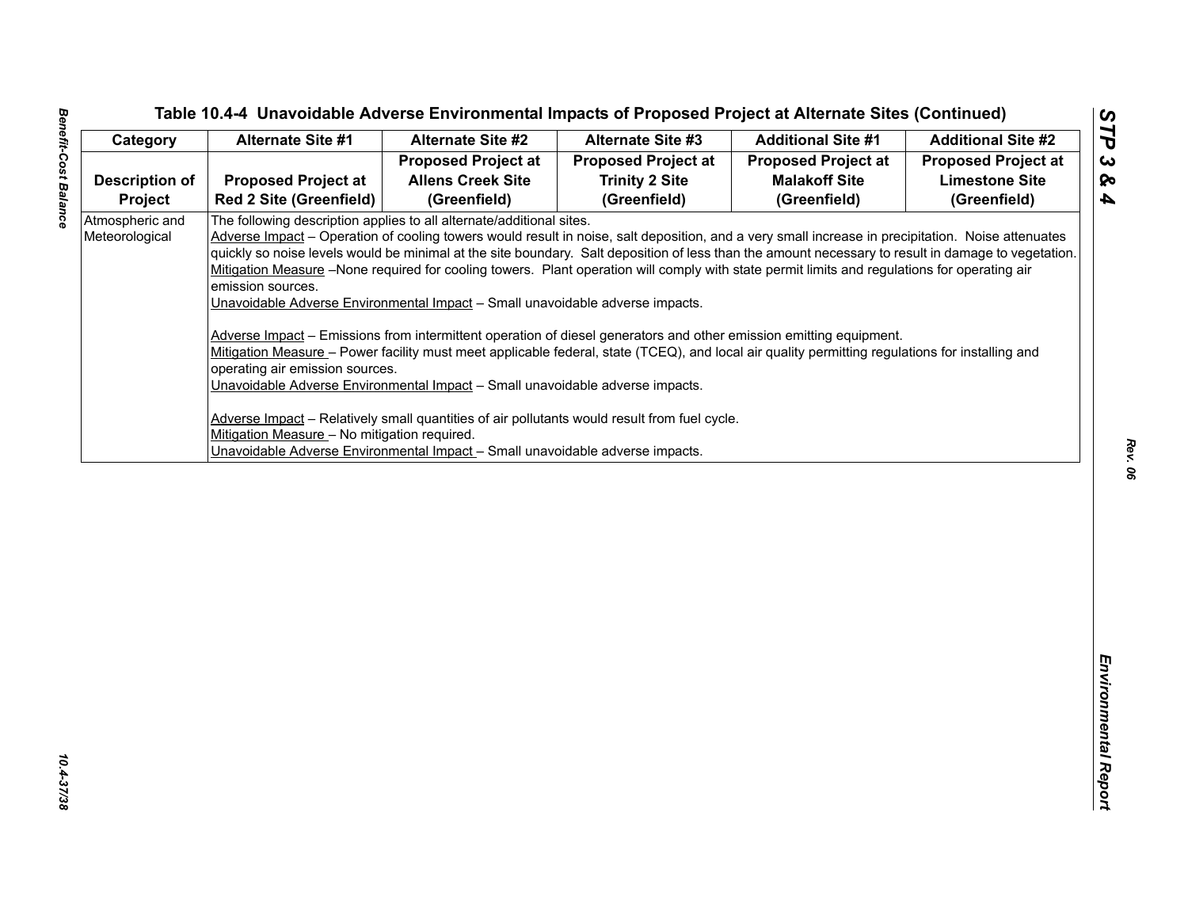Table 10.4-4 Unavoidable Adverse Environmental Impacts of Proposed Project at Alternate Sites (Continued)

| Category | Alternate Site #1 | Alternate Site #2 | Alternate Site #3 | Additional Site #1 | Additional Site #2 |
|---|---|---|---|---|---|
| **Description of Project** | **Proposed Project at Red 2 Site (Greenfield)** | **Proposed Project at Allens Creek Site (Greenfield)** | **Proposed Project at Trinity 2 Site (Greenfield)** | **Proposed Project at Malakoff Site (Greenfield)** | **Proposed Project at Limestone Site (Greenfield)** |
| Atmospheric and Meteorological | The following description applies to all alternate/additional sites.<br>Adverse Impact – Operation of cooling towers would result in noise, salt deposition, and a very small increase in precipitation. Noise attenuates quickly so noise levels would be minimal at the site boundary. Salt deposition of less than the amount necessary to result in damage to vegetation.<br>Mitigation Measure –None required for cooling towers. Plant operation will comply with state permit limits and regulations for operating air emission sources.<br>Unavoidable Adverse Environmental Impact – Small unavoidable adverse impacts.<br><br>Adverse Impact – Emissions from intermittent operation of diesel generators and other emission emitting equipment.<br>Mitigation Measure – Power facility must meet applicable federal, state (TCEQ), and local air quality permitting regulations for installing and operating air emission sources.<br>Unavoidable Adverse Environmental Impact – Small unavoidable adverse impacts.<br><br>Adverse Impact – Relatively small quantities of air pollutants would result from fuel cycle.<br>Mitigation Measure – No mitigation required.<br>Unavoidable Adverse Environmental Impact – Small unavoidable adverse impacts. | | | | |